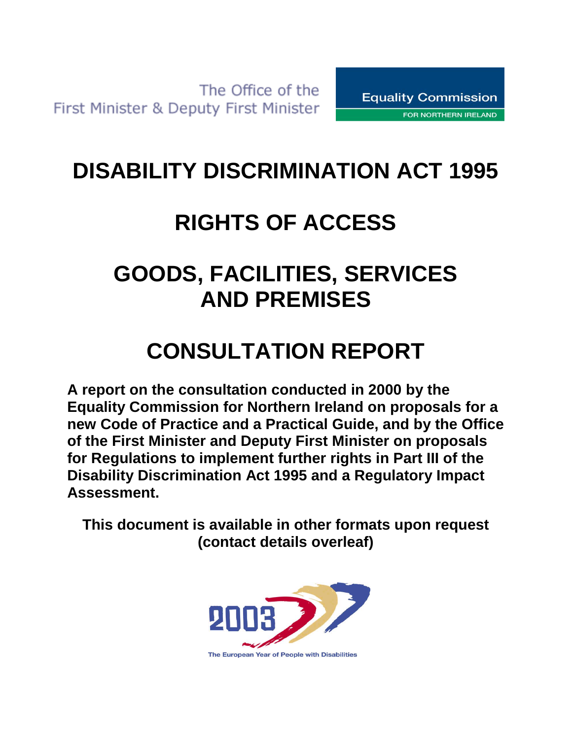The Office of the First Minister & Deputy First Minister

Equality Commission FOR NORTHERN IRELAND

# DISABILITY DISCRIMINATION ACT 1995

# RIGHTS OF ACCESS

# GOODS, FACILITIES, SERVICES AND PREMISES

# CONSULTATION REPORT

**A report on the consultation conducted in 2000 by the Equality Commission for Northern Ireland on proposals for a new Code of Practice and a Practical Guide, and by the Office of the First Minister and Deputy First Minister on proposals for Regulations to implement further rights in Part III of the Disability Discrimination Act 1995 and a Regulatory Impact Assessment.**

**This document is available in other formats upon request (contact details overleaf)**

2003

The European Year of People with Disabilities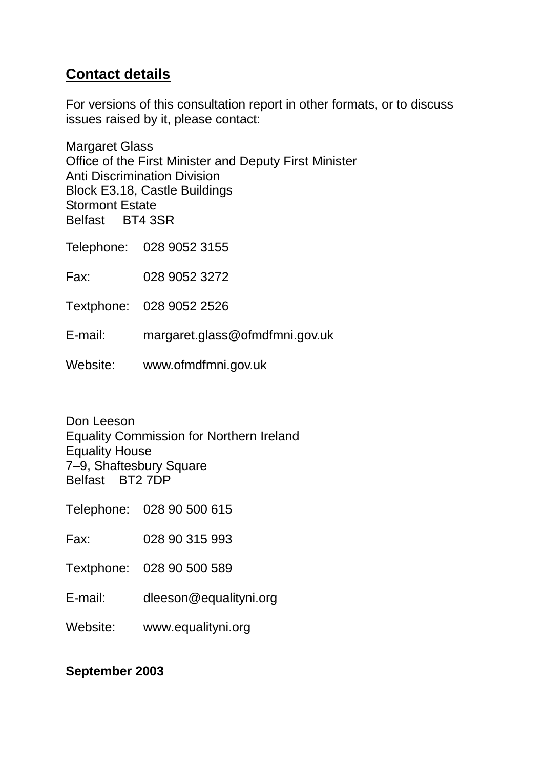## Contact details

For versions of this consultation report in other formats, or to discuss issues raised by it, please contact:

Margaret Glass
Office of the First Minister and Deputy First Minister
Anti Discrimination Division
Block E3.18, Castle Buildings
Stormont Estate
Belfast BT4 3SR

Telephone: 028 9052 3155

Fax: 028 9052 3272

Textphone: 028 9052 2526

E-mail: margaret.glass@ofmdfmni.gov.uk

Website: www.ofmdfmni.gov.uk

Don Leeson
Equality Commission for Northern Ireland
Equality House
7–9, Shaftesbury Square
Belfast BT2 7DP

Telephone: 028 90 500 615

Fax: 028 90 315 993

Textphone: 028 90 500 589

E-mail: dleeson@equalityni.org

Website: www.equalityni.org

**September 2003**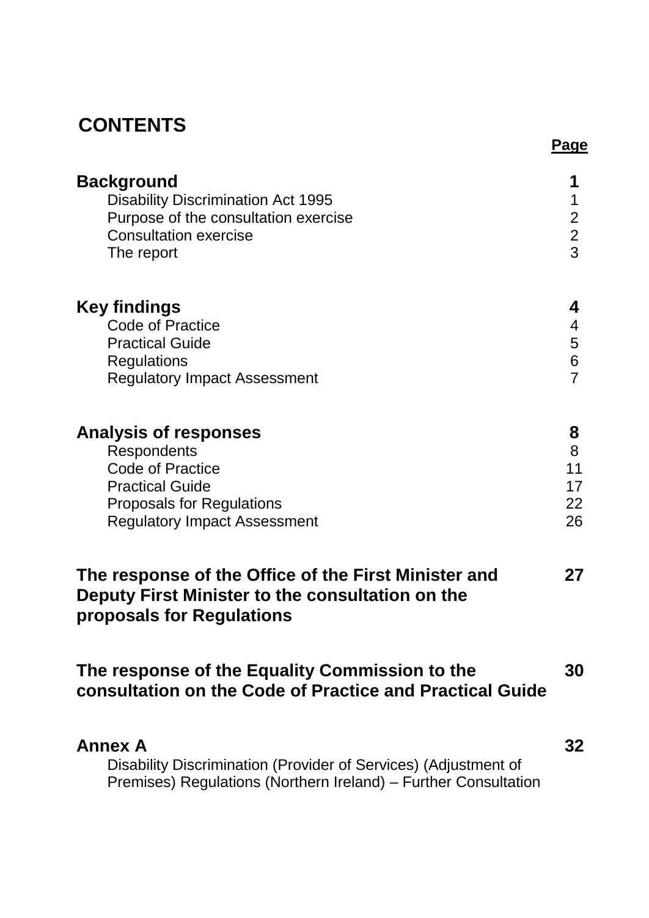# CONTENTS

| | Page |
|---|---|
| **Background** | **1** |
| Disability Discrimination Act 1995 | 1 |
| Purpose of the consultation exercise | 2 |
| Consultation exercise | 2 |
| The report | 3 |
| **Key findings** | **4** |
| Code of Practice | 4 |
| Practical Guide | 5 |
| Regulations | 6 |
| Regulatory Impact Assessment | 7 |
| **Analysis of responses** | **8** |
| Respondents | 8 |
| Code of Practice | 11 |
| Practical Guide | 17 |
| Proposals for Regulations | 22 |
| Regulatory Impact Assessment | 26 |
| **The response of the Office of the First Minister and Deputy First Minister to the consultation on the proposals for Regulations** | **27** |
| **The response of the Equality Commission to the consultation on the Code of Practice and Practical Guide** | **30** |
| **Annex A** | **32** |
| Disability Discrimination (Provider of Services) (Adjustment of Premises) Regulations (Northern Ireland) – Further Consultation | |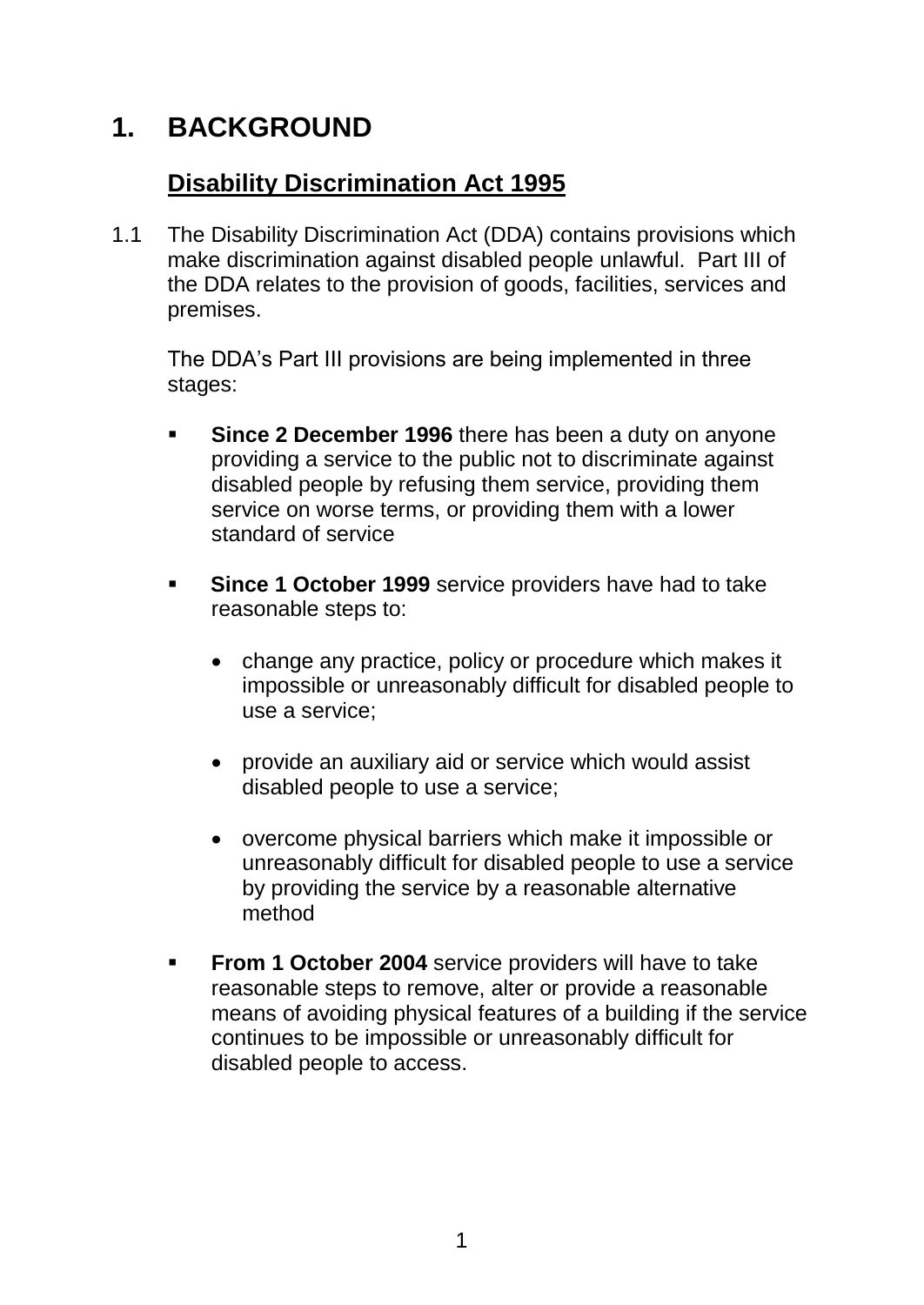# 1. BACKGROUND

## Disability Discrimination Act 1995

1.1 The Disability Discrimination Act (DDA) contains provisions which make discrimination against disabled people unlawful. Part III of the DDA relates to the provision of goods, facilities, services and premises.

The DDA's Part III provisions are being implemented in three stages:

- **Since 2 December 1996** there has been a duty on anyone providing a service to the public not to discriminate against disabled people by refusing them service, providing them service on worse terms, or providing them with a lower standard of service

- **Since 1 October 1999** service providers have had to take reasonable steps to:

  - change any practice, policy or procedure which makes it impossible or unreasonably difficult for disabled people to use a service;

  - provide an auxiliary aid or service which would assist disabled people to use a service;

  - overcome physical barriers which make it impossible or unreasonably difficult for disabled people to use a service by providing the service by a reasonable alternative method

- **From 1 October 2004** service providers will have to take reasonable steps to remove, alter or provide a reasonable means of avoiding physical features of a building if the service continues to be impossible or unreasonably difficult for disabled people to access.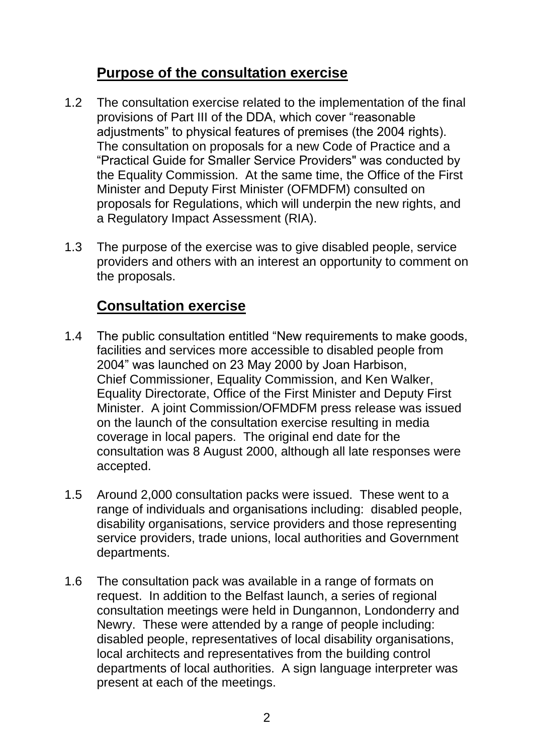## Purpose of the consultation exercise

1.2 The consultation exercise related to the implementation of the final provisions of Part III of the DDA, which cover "reasonable adjustments" to physical features of premises (the 2004 rights). The consultation on proposals for a new Code of Practice and a "Practical Guide for Smaller Service Providers" was conducted by the Equality Commission. At the same time, the Office of the First Minister and Deputy First Minister (OFMDFM) consulted on proposals for Regulations, which will underpin the new rights, and a Regulatory Impact Assessment (RIA).

1.3 The purpose of the exercise was to give disabled people, service providers and others with an interest an opportunity to comment on the proposals.

## Consultation exercise

1.4 The public consultation entitled "New requirements to make goods, facilities and services more accessible to disabled people from 2004" was launched on 23 May 2000 by Joan Harbison, Chief Commissioner, Equality Commission, and Ken Walker, Equality Directorate, Office of the First Minister and Deputy First Minister. A joint Commission/OFMDFM press release was issued on the launch of the consultation exercise resulting in media coverage in local papers. The original end date for the consultation was 8 August 2000, although all late responses were accepted.

1.5 Around 2,000 consultation packs were issued. These went to a range of individuals and organisations including: disabled people, disability organisations, service providers and those representing service providers, trade unions, local authorities and Government departments.

1.6 The consultation pack was available in a range of formats on request. In addition to the Belfast launch, a series of regional consultation meetings were held in Dungannon, Londonderry and Newry. These were attended by a range of people including: disabled people, representatives of local disability organisations, local architects and representatives from the building control departments of local authorities. A sign language interpreter was present at each of the meetings.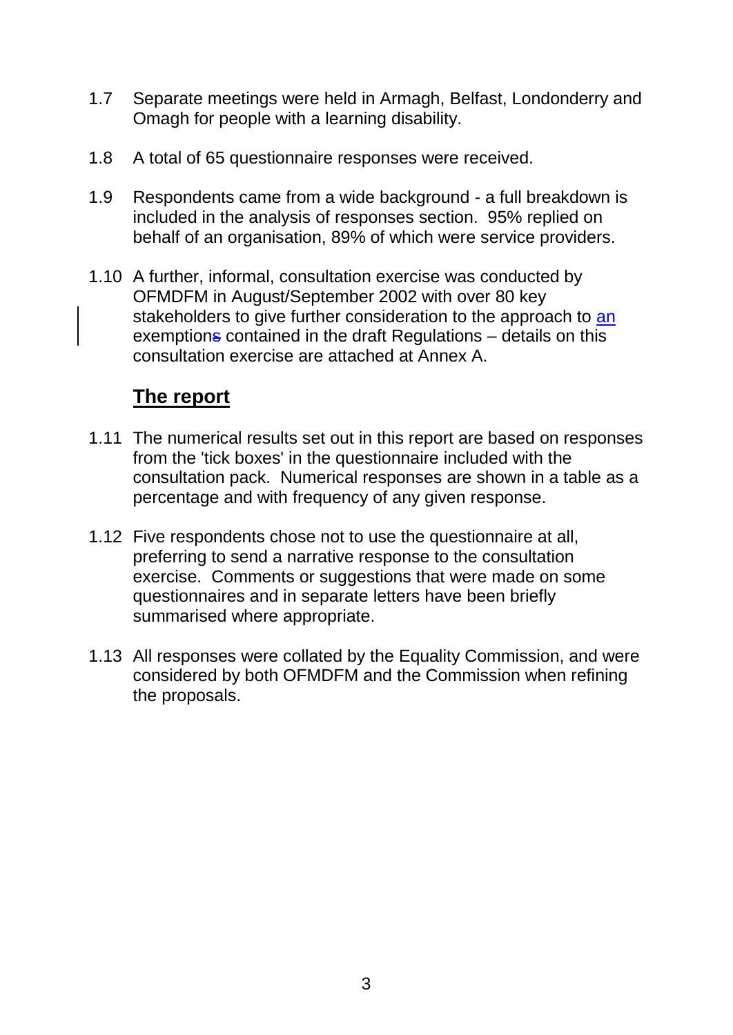1.7 Separate meetings were held in Armagh, Belfast, Londonderry and Omagh for people with a learning disability.

1.8 A total of 65 questionnaire responses were received.

1.9 Respondents came from a wide background - a full breakdown is included in the analysis of responses section. 95% replied on behalf of an organisation, 89% of which were service providers.

1.10 A further, informal, consultation exercise was conducted by OFMDFM in August/September 2002 with over 80 key stakeholders to give further consideration to the approach to an exemptions contained in the draft Regulations – details on this consultation exercise are attached at Annex A.

## The report

1.11 The numerical results set out in this report are based on responses from the 'tick boxes' in the questionnaire included with the consultation pack. Numerical responses are shown in a table as a percentage and with frequency of any given response.

1.12 Five respondents chose not to use the questionnaire at all, preferring to send a narrative response to the consultation exercise. Comments or suggestions that were made on some questionnaires and in separate letters have been briefly summarised where appropriate.

1.13 All responses were collated by the Equality Commission, and were considered by both OFMDFM and the Commission when refining the proposals.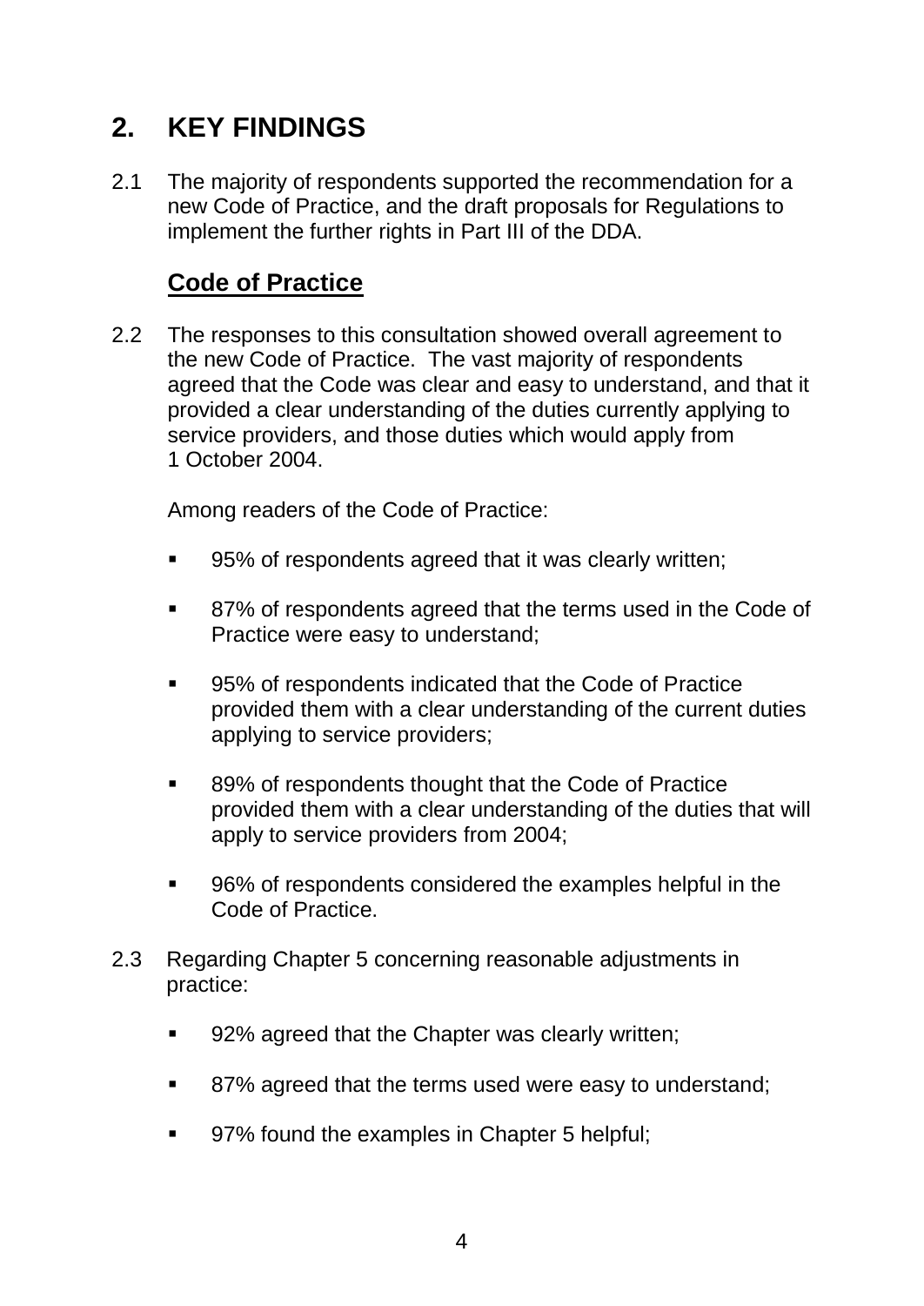## 2. KEY FINDINGS

2.1 The majority of respondents supported the recommendation for a new Code of Practice, and the draft proposals for Regulations to implement the further rights in Part III of the DDA.

### Code of Practice

2.2 The responses to this consultation showed overall agreement to the new Code of Practice. The vast majority of respondents agreed that the Code was clear and easy to understand, and that it provided a clear understanding of the duties currently applying to service providers, and those duties which would apply from 1 October 2004.

Among readers of the Code of Practice:

- 95% of respondents agreed that it was clearly written;
- 87% of respondents agreed that the terms used in the Code of Practice were easy to understand;
- 95% of respondents indicated that the Code of Practice provided them with a clear understanding of the current duties applying to service providers;
- 89% of respondents thought that the Code of Practice provided them with a clear understanding of the duties that will apply to service providers from 2004;
- 96% of respondents considered the examples helpful in the Code of Practice.

2.3 Regarding Chapter 5 concerning reasonable adjustments in practice:

- 92% agreed that the Chapter was clearly written;
- 87% agreed that the terms used were easy to understand;
- 97% found the examples in Chapter 5 helpful;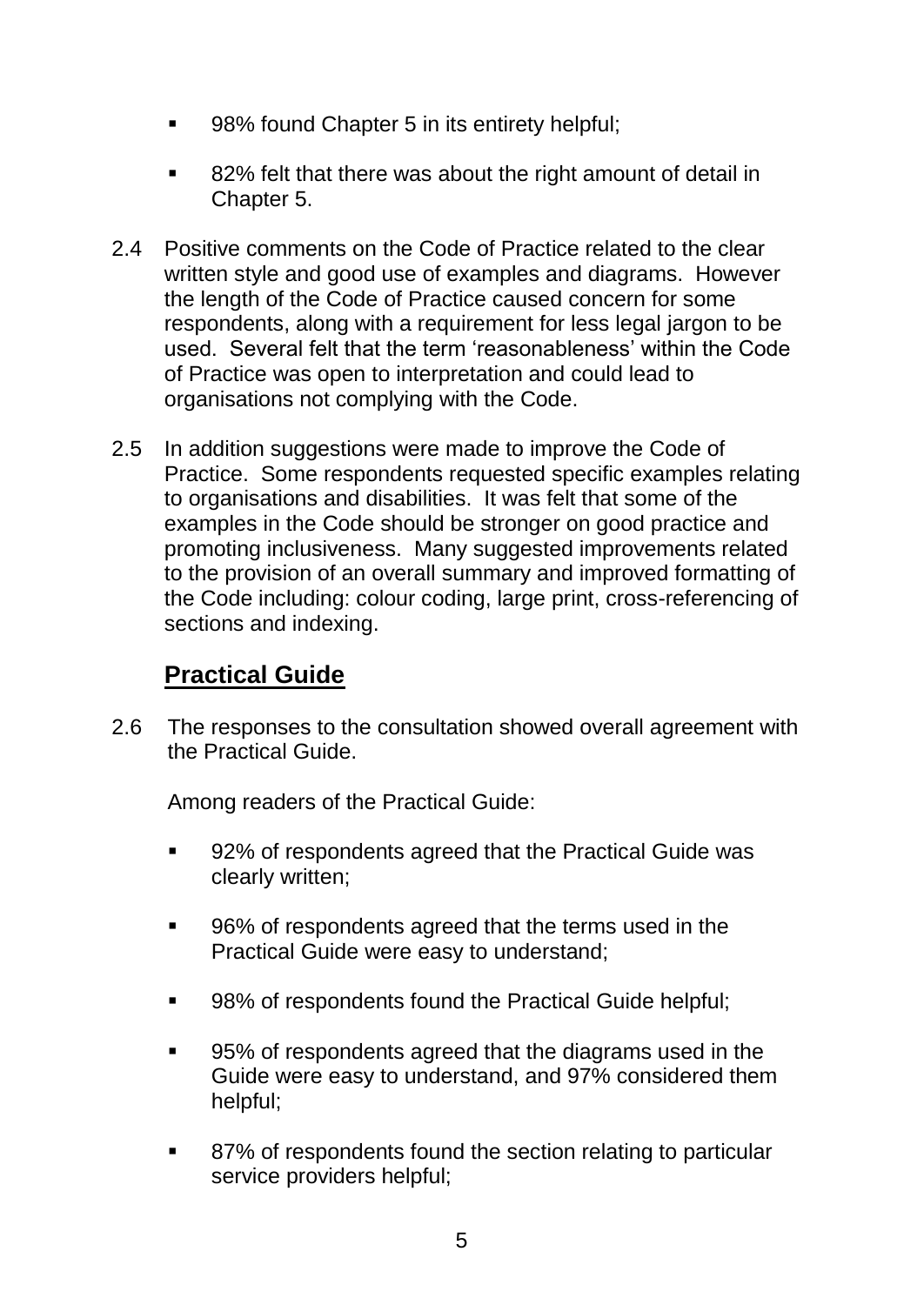- 98% found Chapter 5 in its entirety helpful;
- 82% felt that there was about the right amount of detail in Chapter 5.

2.4 Positive comments on the Code of Practice related to the clear written style and good use of examples and diagrams. However the length of the Code of Practice caused concern for some respondents, along with a requirement for less legal jargon to be used. Several felt that the term 'reasonableness' within the Code of Practice was open to interpretation and could lead to organisations not complying with the Code.

2.5 In addition suggestions were made to improve the Code of Practice. Some respondents requested specific examples relating to organisations and disabilities. It was felt that some of the examples in the Code should be stronger on good practice and promoting inclusiveness. Many suggested improvements related to the provision of an overall summary and improved formatting of the Code including: colour coding, large print, cross-referencing of sections and indexing.

## Practical Guide

2.6 The responses to the consultation showed overall agreement with the Practical Guide.

Among readers of the Practical Guide:

- 92% of respondents agreed that the Practical Guide was clearly written;
- 96% of respondents agreed that the terms used in the Practical Guide were easy to understand;
- 98% of respondents found the Practical Guide helpful;
- 95% of respondents agreed that the diagrams used in the Guide were easy to understand, and 97% considered them helpful;
- 87% of respondents found the section relating to particular service providers helpful;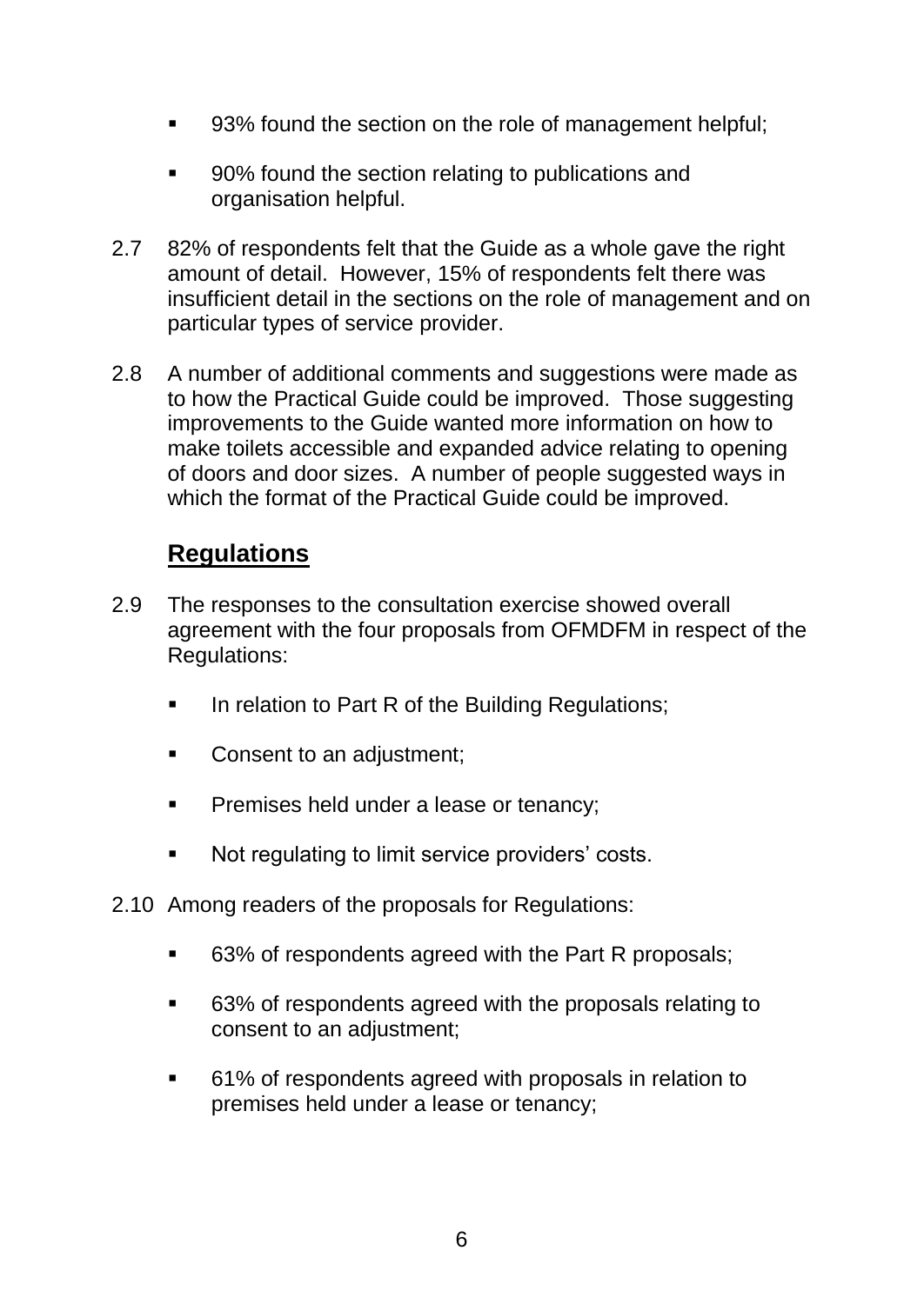- 93% found the section on the role of management helpful;
- 90% found the section relating to publications and organisation helpful.

2.7 82% of respondents felt that the Guide as a whole gave the right amount of detail. However, 15% of respondents felt there was insufficient detail in the sections on the role of management and on particular types of service provider.

2.8 A number of additional comments and suggestions were made as to how the Practical Guide could be improved. Those suggesting improvements to the Guide wanted more information on how to make toilets accessible and expanded advice relating to opening of doors and door sizes. A number of people suggested ways in which the format of the Practical Guide could be improved.

## Regulations

2.9 The responses to the consultation exercise showed overall agreement with the four proposals from OFMDFM in respect of the Regulations:

- In relation to Part R of the Building Regulations;
- Consent to an adjustment;
- Premises held under a lease or tenancy;
- Not regulating to limit service providers' costs.

2.10 Among readers of the proposals for Regulations:

- 63% of respondents agreed with the Part R proposals;
- 63% of respondents agreed with the proposals relating to consent to an adjustment;
- 61% of respondents agreed with proposals in relation to premises held under a lease or tenancy;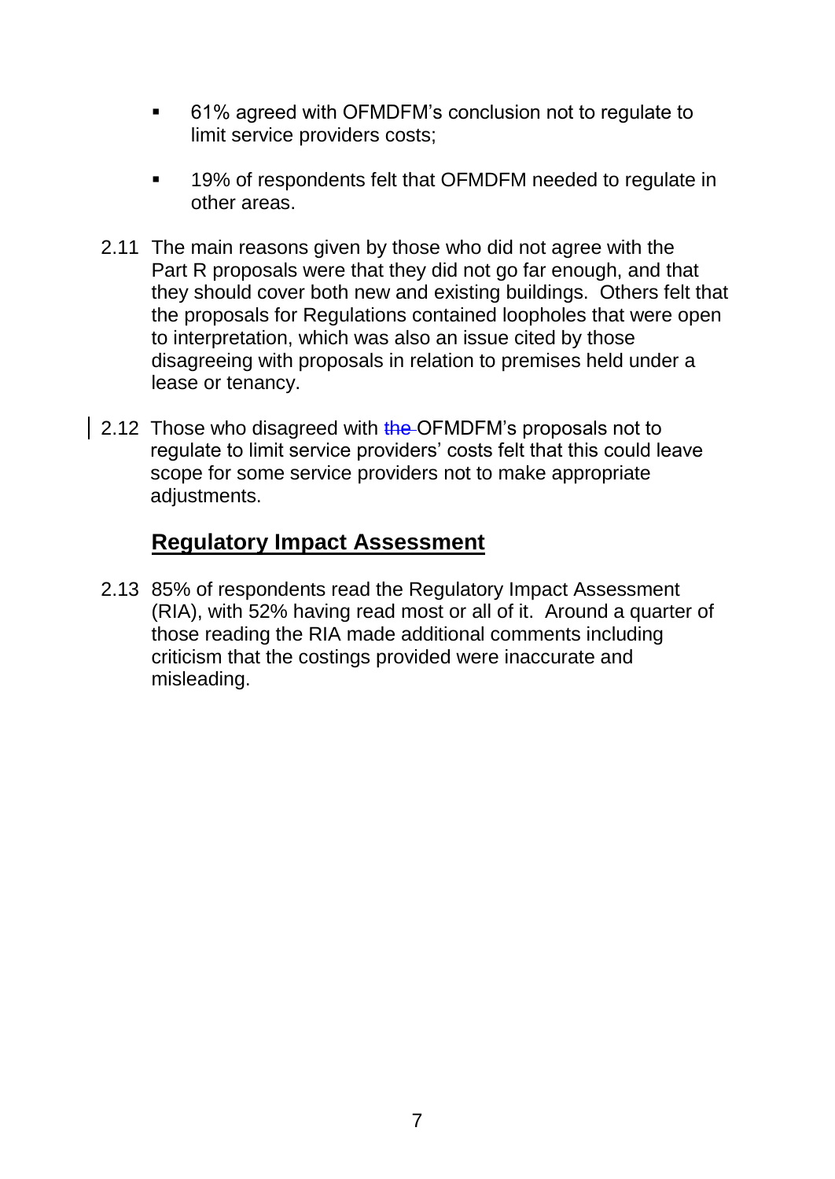- 61% agreed with OFMDFM's conclusion not to regulate to limit service providers costs;
- 19% of respondents felt that OFMDFM needed to regulate in other areas.

2.11 The main reasons given by those who did not agree with the Part R proposals were that they did not go far enough, and that they should cover both new and existing buildings. Others felt that the proposals for Regulations contained loopholes that were open to interpretation, which was also an issue cited by those disagreeing with proposals in relation to premises held under a lease or tenancy.

2.12 Those who disagreed with ~~the~~ OFMDFM's proposals not to regulate to limit service providers' costs felt that this could leave scope for some service providers not to make appropriate adjustments.

## Regulatory Impact Assessment

2.13 85% of respondents read the Regulatory Impact Assessment (RIA), with 52% having read most or all of it. Around a quarter of those reading the RIA made additional comments including criticism that the costings provided were inaccurate and misleading.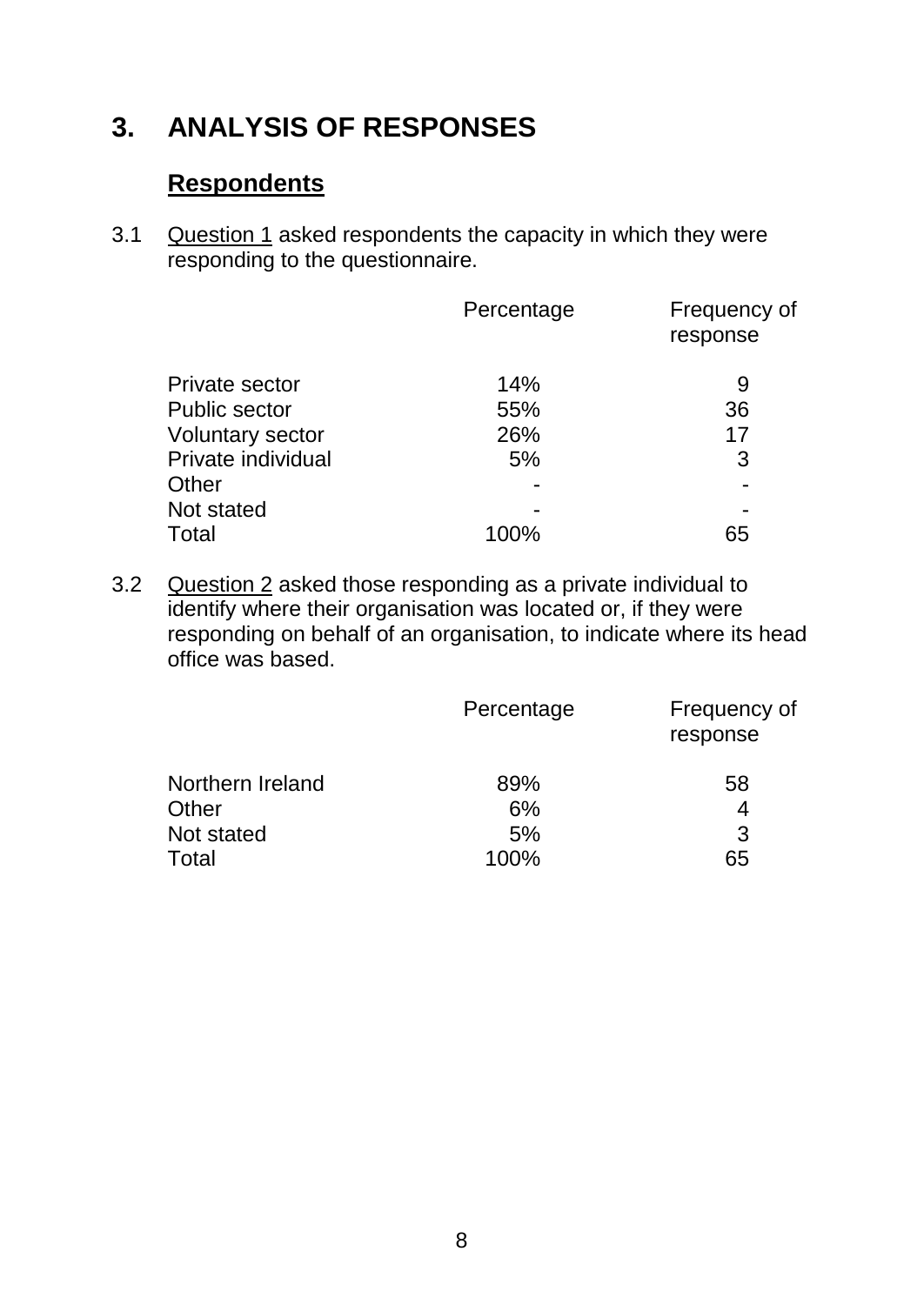# 3. ANALYSIS OF RESPONSES

## Respondents

3.1 Question 1 asked respondents the capacity in which they were responding to the questionnaire.

| | Percentage | Frequency of response |
|---|---|---|
| Private sector | 14% | 9 |
| Public sector | 55% | 36 |
| Voluntary sector | 26% | 17 |
| Private individual | 5% | 3 |
| Other | - | - |
| Not stated | - | - |
| Total | 100% | 65 |

3.2 Question 2 asked those responding as a private individual to identify where their organisation was located or, if they were responding on behalf of an organisation, to indicate where its head office was based.

| | Percentage | Frequency of response |
|---|---|---|
| Northern Ireland | 89% | 58 |
| Other | 6% | 4 |
| Not stated | 5% | 3 |
| Total | 100% | 65 |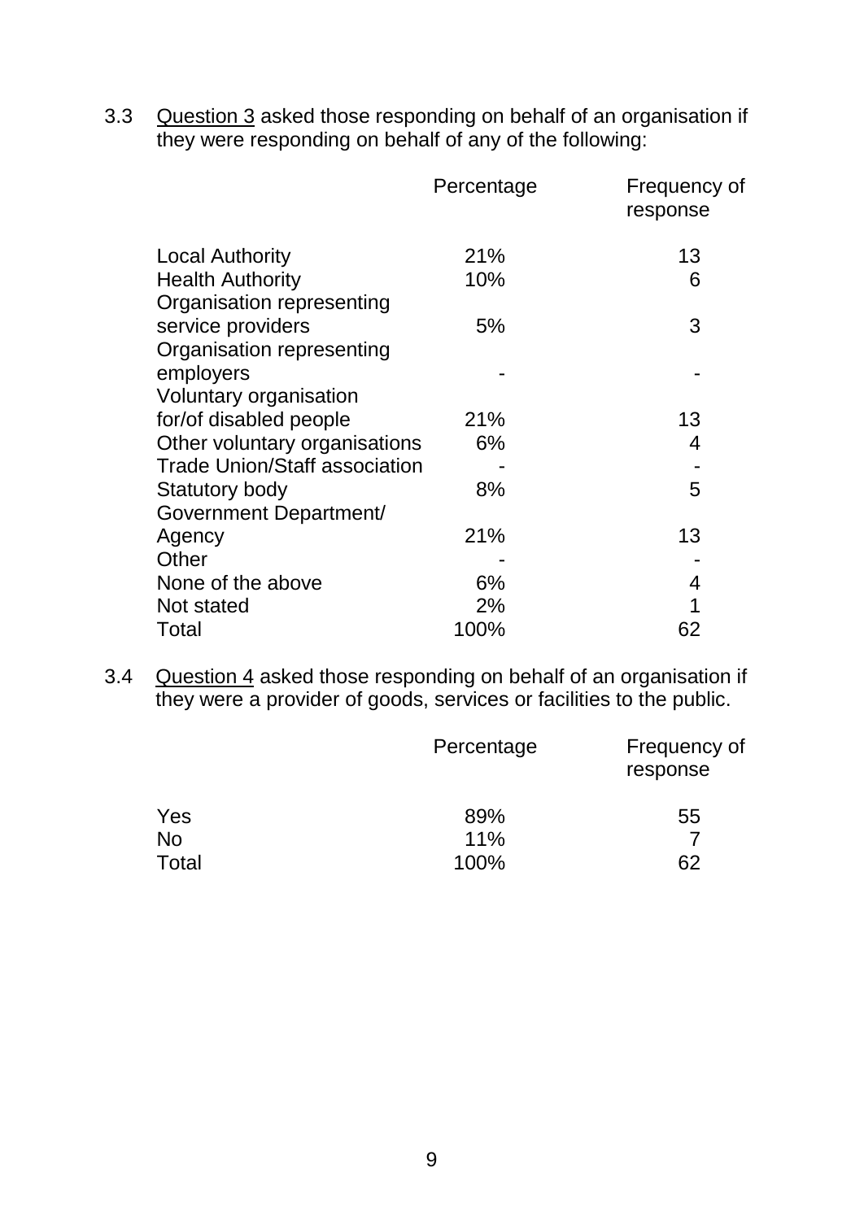3.3 Question 3 asked those responding on behalf of an organisation if they were responding on behalf of any of the following:

| | Percentage | Frequency of response |
|---|---|---|
| Local Authority | 21% | 13 |
| Health Authority | 10% | 6 |
| Organisation representing service providers | 5% | 3 |
| Organisation representing employers | - | - |
| Voluntary organisation for/of disabled people | 21% | 13 |
| Other voluntary organisations | 6% | 4 |
| Trade Union/Staff association | - | - |
| Statutory body | 8% | 5 |
| Government Department/ Agency | 21% | 13 |
| Other | - | - |
| None of the above | 6% | 4 |
| Not stated | 2% | 1 |
| Total | 100% | 62 |

3.4 Question 4 asked those responding on behalf of an organisation if they were a provider of goods, services or facilities to the public.

| | Percentage | Frequency of response |
|---|---|---|
| Yes | 89% | 55 |
| No | 11% | 7 |
| Total | 100% | 62 |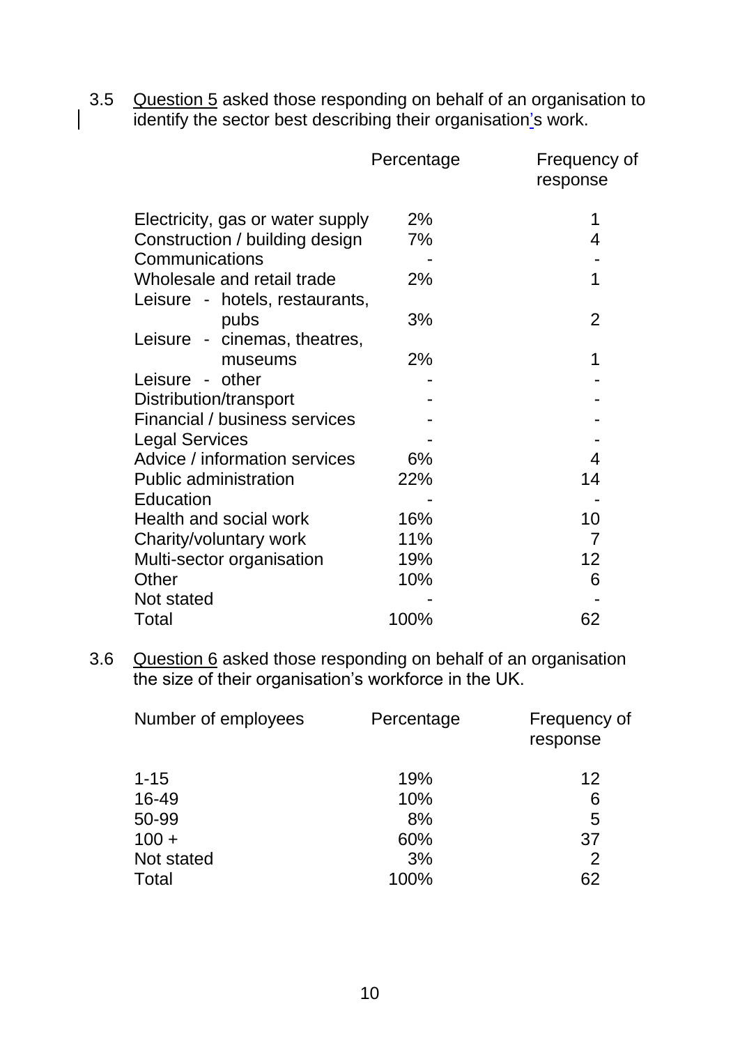3.5 Question 5 asked those responding on behalf of an organisation to identify the sector best describing their organisation's work.

| | Percentage | Frequency of response |
|---|---|---|
| Electricity, gas or water supply | 2% | 1 |
| Construction / building design | 7% | 4 |
| Communications | - | - |
| Wholesale and retail trade | 2% | 1 |
| Leisure - hotels, restaurants, pubs | 3% | 2 |
| Leisure - cinemas, theatres, museums | 2% | 1 |
| Leisure - other | - | - |
| Distribution/transport | - | - |
| Financial / business services | - | - |
| Legal Services | - | - |
| Advice / information services | 6% | 4 |
| Public administration | 22% | 14 |
| Education | - | - |
| Health and social work | 16% | 10 |
| Charity/voluntary work | 11% | 7 |
| Multi-sector organisation | 19% | 12 |
| Other | 10% | 6 |
| Not stated | - | - |
| Total | 100% | 62 |

3.6 Question 6 asked those responding on behalf of an organisation the size of their organisation's workforce in the UK.

| Number of employees | Percentage | Frequency of response |
|---|---|---|
| 1-15 | 19% | 12 |
| 16-49 | 10% | 6 |
| 50-99 | 8% | 5 |
| 100 + | 60% | 37 |
| Not stated | 3% | 2 |
| Total | 100% | 62 |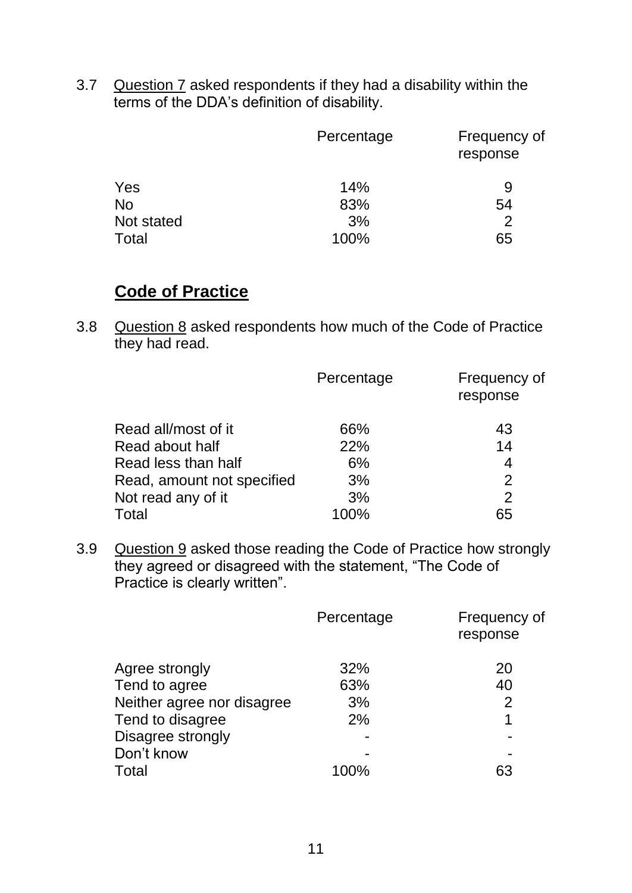3.7 Question 7 asked respondents if they had a disability within the terms of the DDA's definition of disability.

| | Percentage | Frequency of response |
|---|---|---|
| Yes | 14% | 9 |
| No | 83% | 54 |
| Not stated | 3% | 2 |
| Total | 100% | 65 |

## Code of Practice

3.8 Question 8 asked respondents how much of the Code of Practice they had read.

| | Percentage | Frequency of response |
|---|---|---|
| Read all/most of it | 66% | 43 |
| Read about half | 22% | 14 |
| Read less than half | 6% | 4 |
| Read, amount not specified | 3% | 2 |
| Not read any of it | 3% | 2 |
| Total | 100% | 65 |

3.9 Question 9 asked those reading the Code of Practice how strongly they agreed or disagreed with the statement, "The Code of Practice is clearly written".

| | Percentage | Frequency of response |
|---|---|---|
| Agree strongly | 32% | 20 |
| Tend to agree | 63% | 40 |
| Neither agree nor disagree | 3% | 2 |
| Tend to disagree | 2% | 1 |
| Disagree strongly | - | - |
| Don't know | - | - |
| Total | 100% | 63 |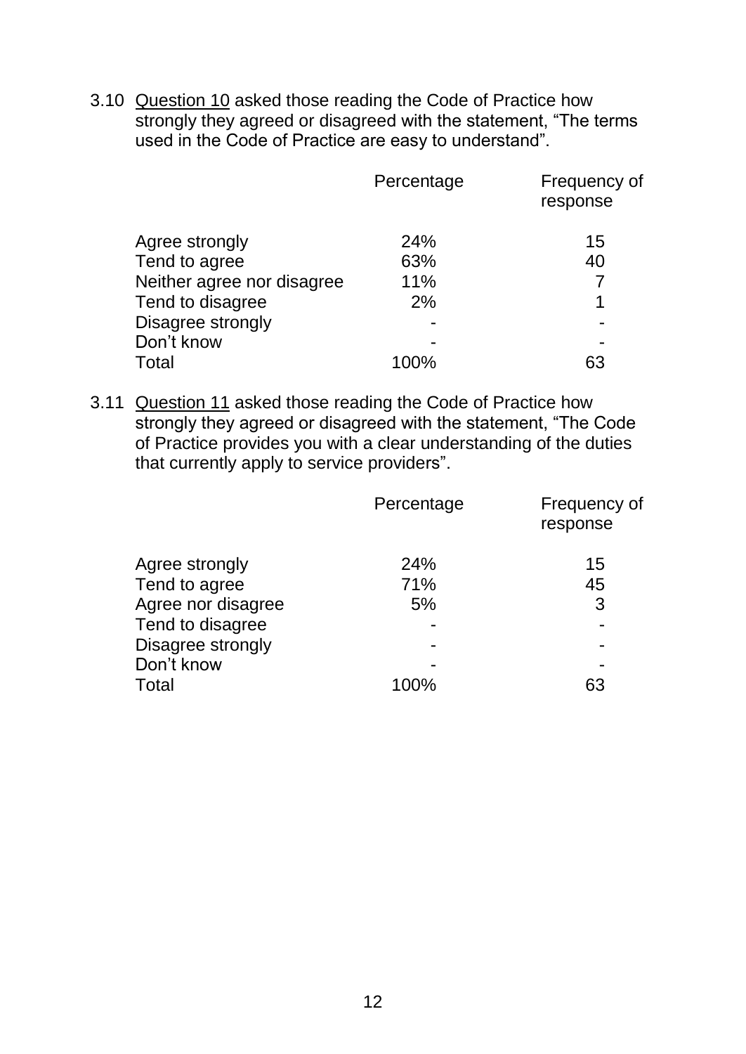3.10 Question 10 asked those reading the Code of Practice how strongly they agreed or disagreed with the statement, "The terms used in the Code of Practice are easy to understand".

| | Percentage | Frequency of response |
|---|---|---|
| Agree strongly | 24% | 15 |
| Tend to agree | 63% | 40 |
| Neither agree nor disagree | 11% | 7 |
| Tend to disagree | 2% | 1 |
| Disagree strongly | - | - |
| Don't know | - | - |
| Total | 100% | 63 |

3.11 Question 11 asked those reading the Code of Practice how strongly they agreed or disagreed with the statement, "The Code of Practice provides you with a clear understanding of the duties that currently apply to service providers".

| | Percentage | Frequency of response |
|---|---|---|
| Agree strongly | 24% | 15 |
| Tend to agree | 71% | 45 |
| Agree nor disagree | 5% | 3 |
| Tend to disagree | - | - |
| Disagree strongly | - | - |
| Don't know | - | - |
| Total | 100% | 63 |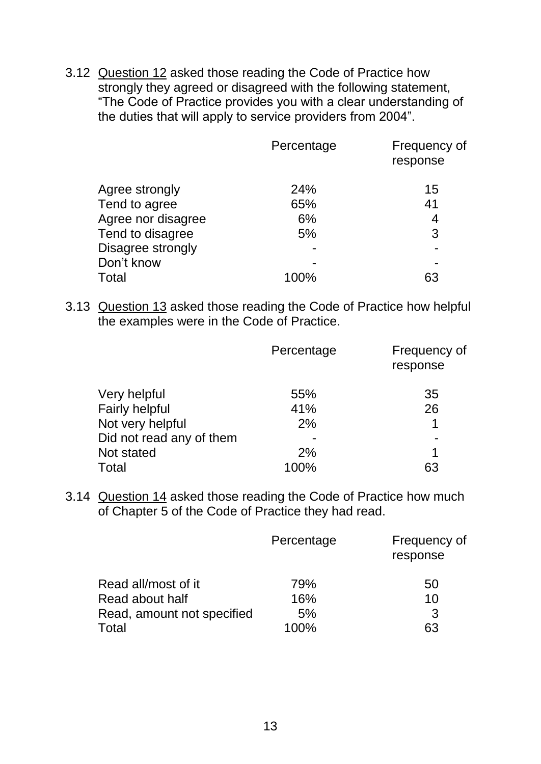3.12 <u>Question 12</u> asked those reading the Code of Practice how strongly they agreed or disagreed with the following statement, "The Code of Practice provides you with a clear understanding of the duties that will apply to service providers from 2004".

| | Percentage | Frequency of response |
|---|---|---|
| Agree strongly | 24% | 15 |
| Tend to agree | 65% | 41 |
| Agree nor disagree | 6% | 4 |
| Tend to disagree | 5% | 3 |
| Disagree strongly | - | - |
| Don't know | - | - |
| Total | 100% | 63 |

3.13 <u>Question 13</u> asked those reading the Code of Practice how helpful the examples were in the Code of Practice.

| | Percentage | Frequency of response |
|---|---|---|
| Very helpful | 55% | 35 |
| Fairly helpful | 41% | 26 |
| Not very helpful | 2% | 1 |
| Did not read any of them | - | - |
| Not stated | 2% | 1 |
| Total | 100% | 63 |

3.14 <u>Question 14</u> asked those reading the Code of Practice how much of Chapter 5 of the Code of Practice they had read.

| | Percentage | Frequency of response |
|---|---|---|
| Read all/most of it | 79% | 50 |
| Read about half | 16% | 10 |
| Read, amount not specified | 5% | 3 |
| Total | 100% | 63 |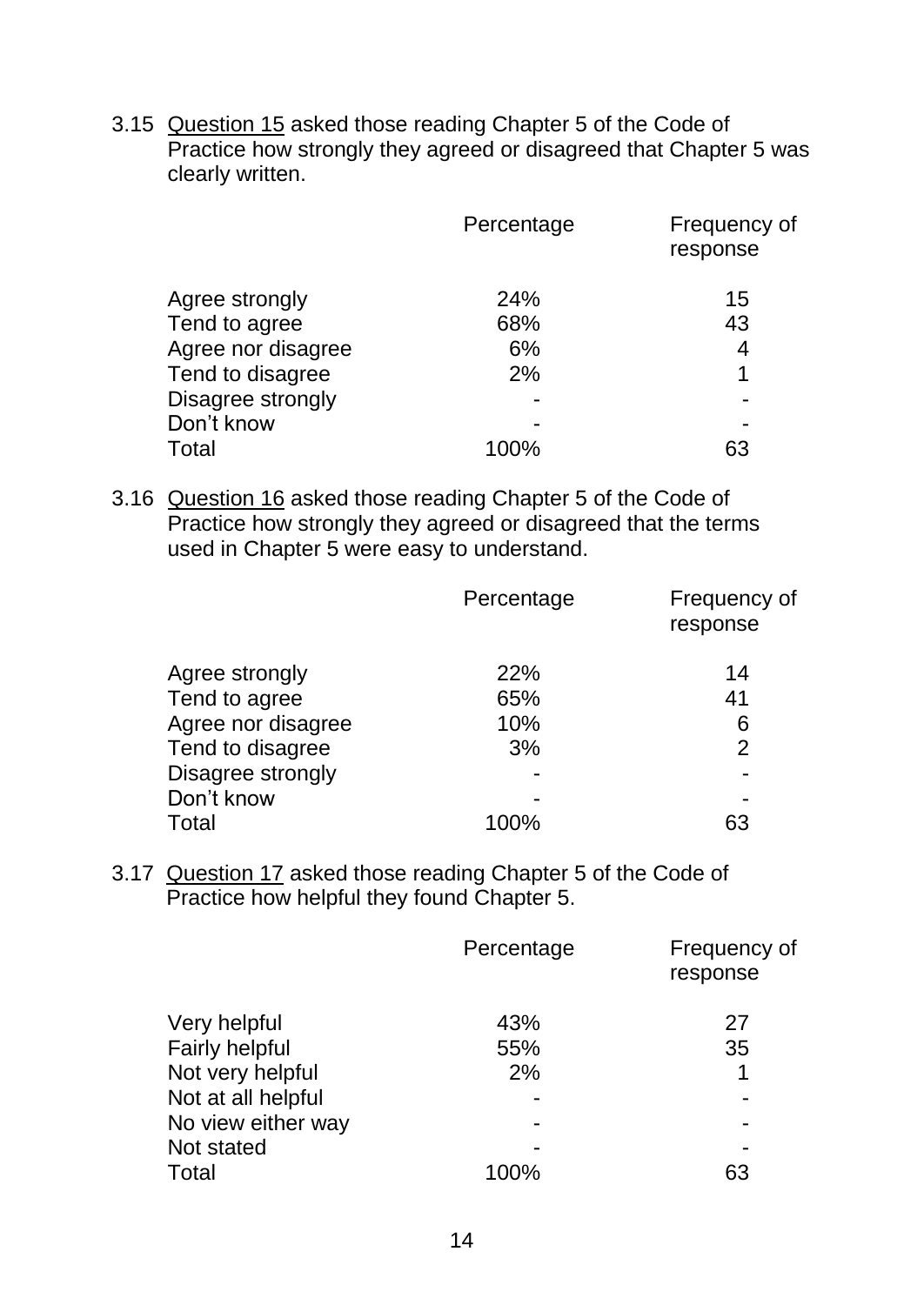3.15 Question 15 asked those reading Chapter 5 of the Code of Practice how strongly they agreed or disagreed that Chapter 5 was clearly written.

| | Percentage | Frequency of response |
|---|---|---|
| Agree strongly | 24% | 15 |
| Tend to agree | 68% | 43 |
| Agree nor disagree | 6% | 4 |
| Tend to disagree | 2% | 1 |
| Disagree strongly | - | - |
| Don't know | - | - |
| Total | 100% | 63 |

3.16 Question 16 asked those reading Chapter 5 of the Code of Practice how strongly they agreed or disagreed that the terms used in Chapter 5 were easy to understand.

| | Percentage | Frequency of response |
|---|---|---|
| Agree strongly | 22% | 14 |
| Tend to agree | 65% | 41 |
| Agree nor disagree | 10% | 6 |
| Tend to disagree | 3% | 2 |
| Disagree strongly | - | - |
| Don't know | - | - |
| Total | 100% | 63 |

3.17 Question 17 asked those reading Chapter 5 of the Code of Practice how helpful they found Chapter 5.

| | Percentage | Frequency of response |
|---|---|---|
| Very helpful | 43% | 27 |
| Fairly helpful | 55% | 35 |
| Not very helpful | 2% | 1 |
| Not at all helpful | - | - |
| No view either way | - | - |
| Not stated | - | - |
| Total | 100% | 63 |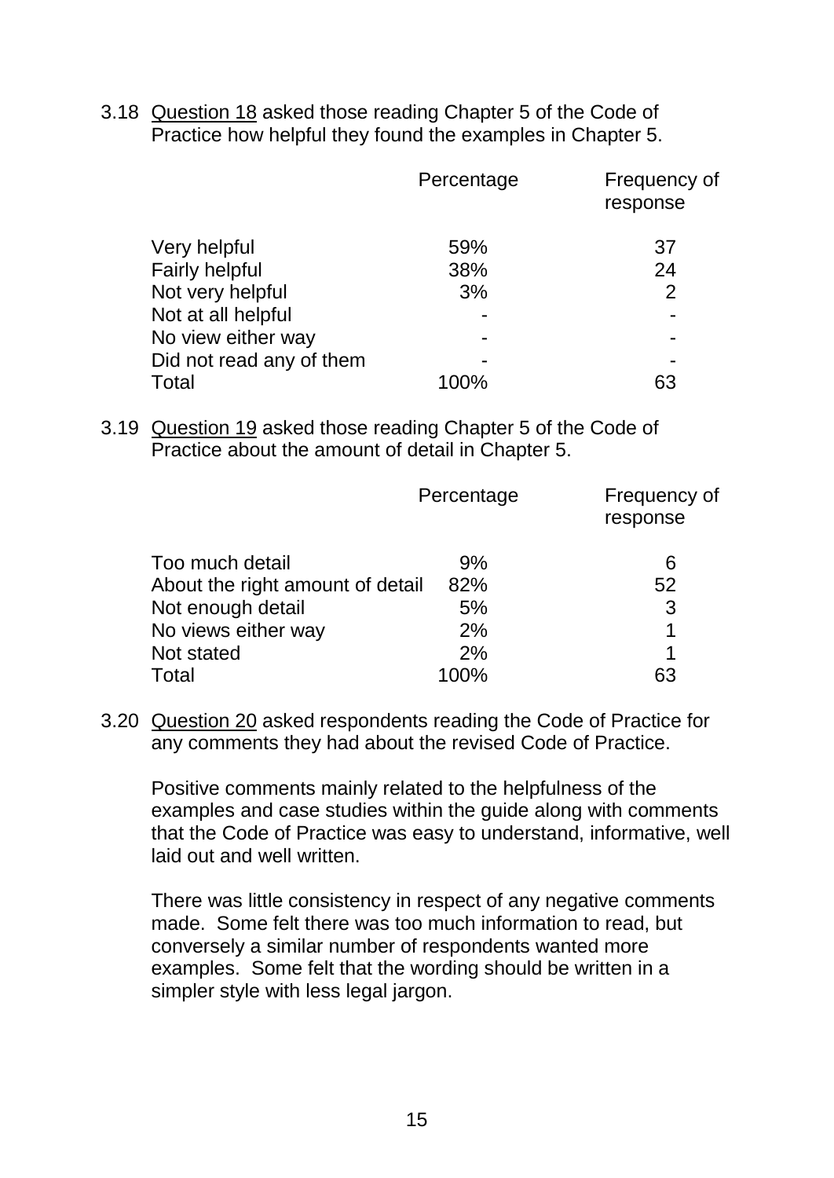3.18 <u>Question 18</u> asked those reading Chapter 5 of the Code of Practice how helpful they found the examples in Chapter 5.

| | Percentage | Frequency of response |
|---|---|---|
| Very helpful | 59% | 37 |
| Fairly helpful | 38% | 24 |
| Not very helpful | 3% | 2 |
| Not at all helpful | - | - |
| No view either way | - | - |
| Did not read any of them | - | - |
| Total | 100% | 63 |

3.19 <u>Question 19</u> asked those reading Chapter 5 of the Code of Practice about the amount of detail in Chapter 5.

| | Percentage | Frequency of response |
|---|---|---|
| Too much detail | 9% | 6 |
| About the right amount of detail | 82% | 52 |
| Not enough detail | 5% | 3 |
| No views either way | 2% | 1 |
| Not stated | 2% | 1 |
| Total | 100% | 63 |

3.20 <u>Question 20</u> asked respondents reading the Code of Practice for any comments they had about the revised Code of Practice.

Positive comments mainly related to the helpfulness of the examples and case studies within the guide along with comments that the Code of Practice was easy to understand, informative, well laid out and well written.

There was little consistency in respect of any negative comments made. Some felt there was too much information to read, but conversely a similar number of respondents wanted more examples. Some felt that the wording should be written in a simpler style with less legal jargon.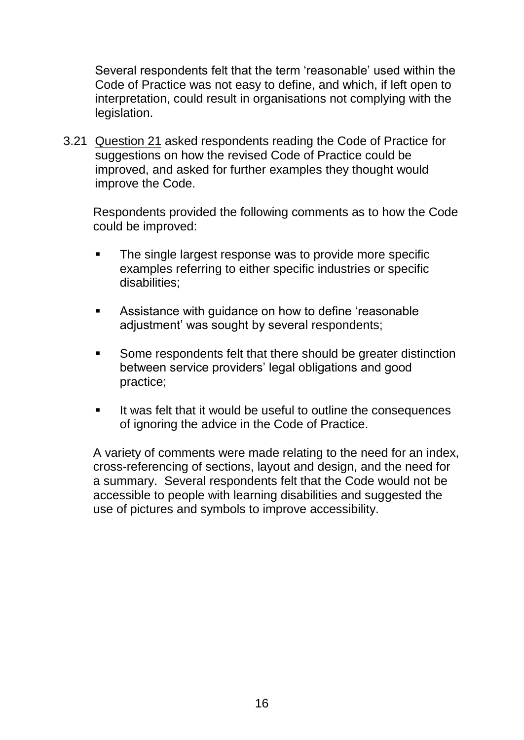Several respondents felt that the term 'reasonable' used within the Code of Practice was not easy to define, and which, if left open to interpretation, could result in organisations not complying with the legislation.

3.21 Question 21 asked respondents reading the Code of Practice for suggestions on how the revised Code of Practice could be improved, and asked for further examples they thought would improve the Code.

Respondents provided the following comments as to how the Code could be improved:

- The single largest response was to provide more specific examples referring to either specific industries or specific disabilities;
- Assistance with guidance on how to define 'reasonable adjustment' was sought by several respondents;
- Some respondents felt that there should be greater distinction between service providers' legal obligations and good practice;
- It was felt that it would be useful to outline the consequences of ignoring the advice in the Code of Practice.

A variety of comments were made relating to the need for an index, cross-referencing of sections, layout and design, and the need for a summary. Several respondents felt that the Code would not be accessible to people with learning disabilities and suggested the use of pictures and symbols to improve accessibility.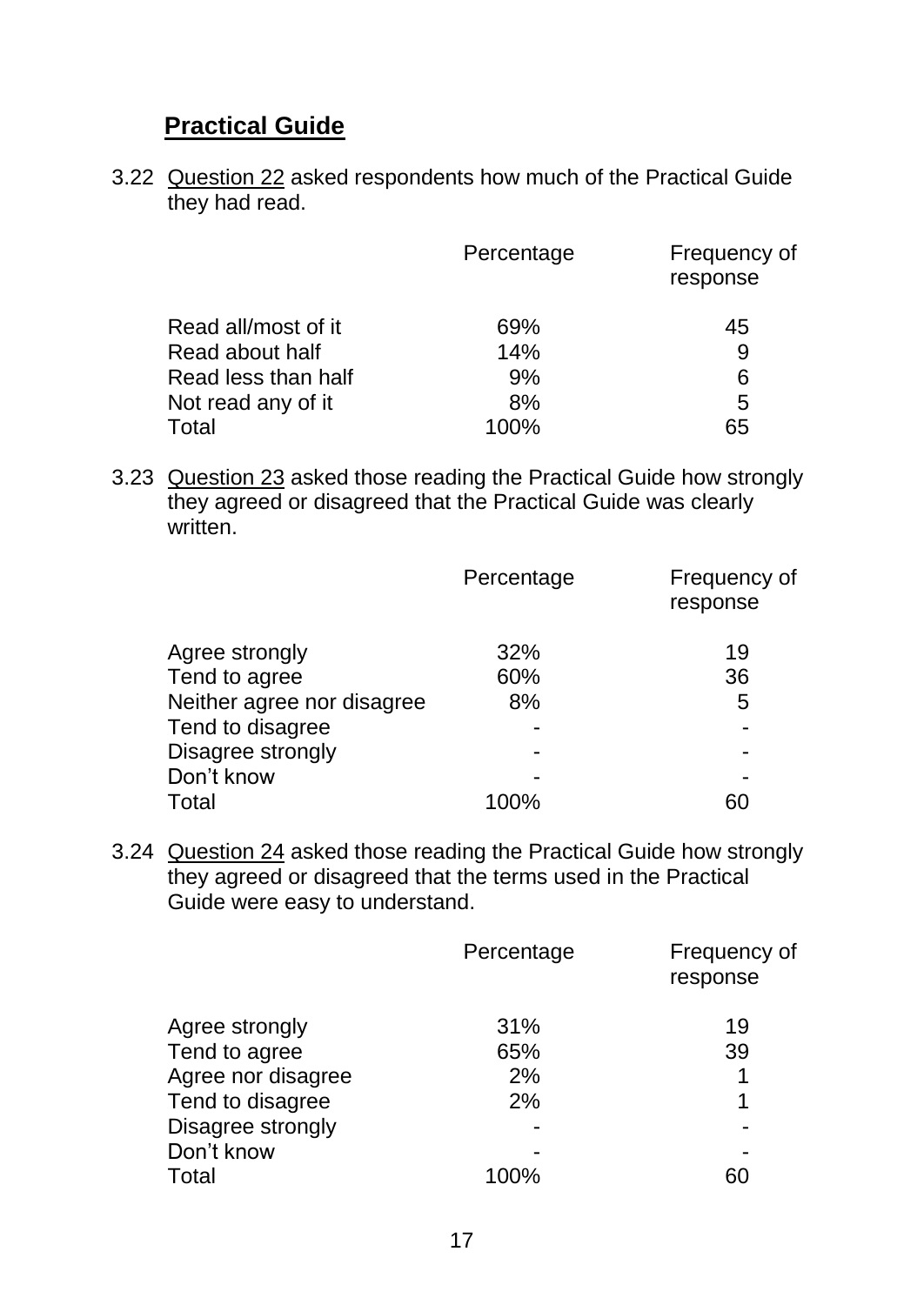## Practical Guide

3.22 Question 22 asked respondents how much of the Practical Guide they had read.

| | Percentage | Frequency of response |
|---|---|---|
| Read all/most of it | 69% | 45 |
| Read about half | 14% | 9 |
| Read less than half | 9% | 6 |
| Not read any of it | 8% | 5 |
| Total | 100% | 65 |

3.23 Question 23 asked those reading the Practical Guide how strongly they agreed or disagreed that the Practical Guide was clearly written.

| | Percentage | Frequency of response |
|---|---|---|
| Agree strongly | 32% | 19 |
| Tend to agree | 60% | 36 |
| Neither agree nor disagree | 8% | 5 |
| Tend to disagree | - | - |
| Disagree strongly | - | - |
| Don't know | - | - |
| Total | 100% | 60 |

3.24 Question 24 asked those reading the Practical Guide how strongly they agreed or disagreed that the terms used in the Practical Guide were easy to understand.

| | Percentage | Frequency of response |
|---|---|---|
| Agree strongly | 31% | 19 |
| Tend to agree | 65% | 39 |
| Agree nor disagree | 2% | 1 |
| Tend to disagree | 2% | 1 |
| Disagree strongly | - | - |
| Don't know | - | - |
| Total | 100% | 60 |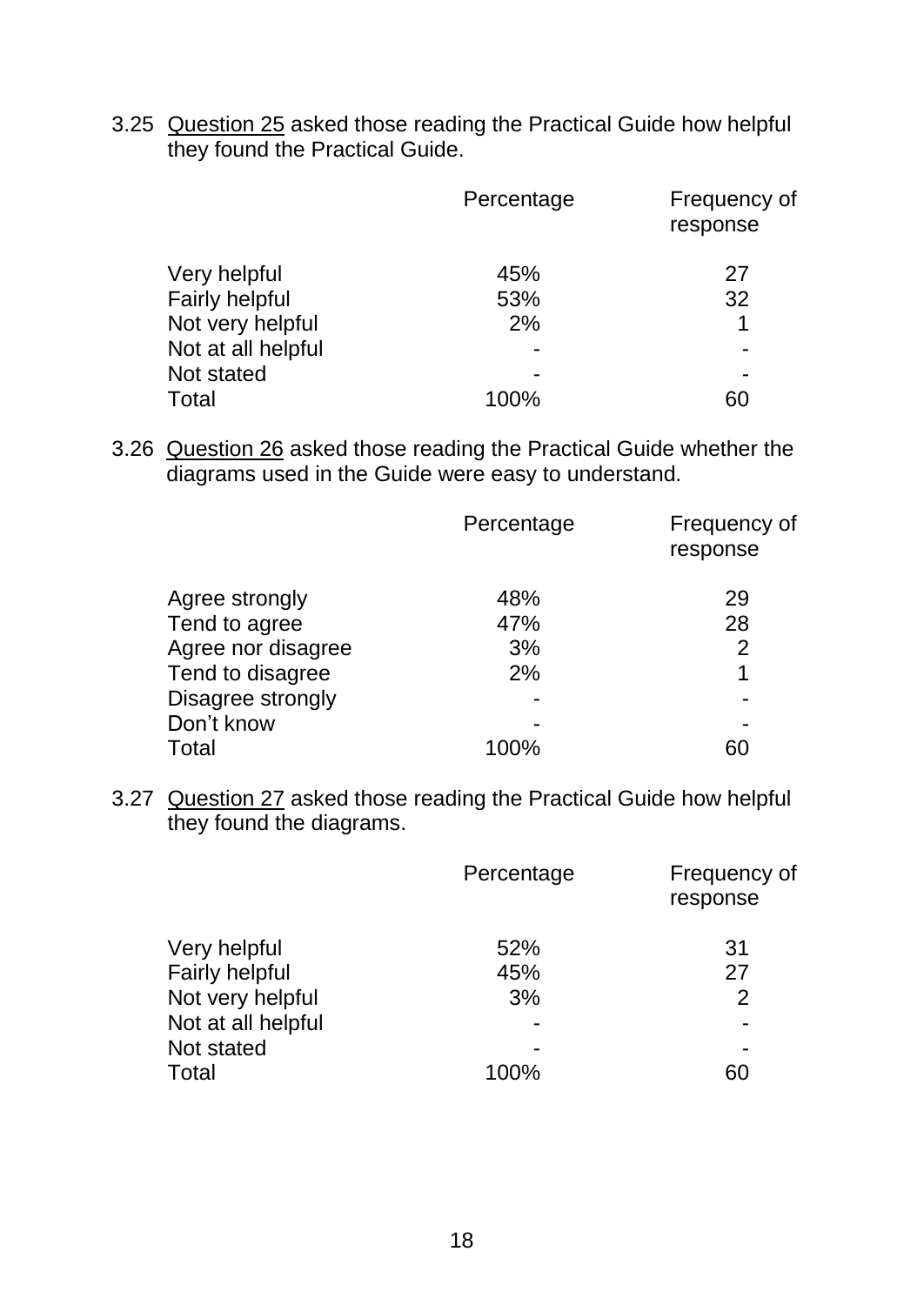3.25 Question 25 asked those reading the Practical Guide how helpful they found the Practical Guide.

| | Percentage | Frequency of response |
|---|---|---|
| Very helpful | 45% | 27 |
| Fairly helpful | 53% | 32 |
| Not very helpful | 2% | 1 |
| Not at all helpful | - | - |
| Not stated | - | - |
| Total | 100% | 60 |

3.26 Question 26 asked those reading the Practical Guide whether the diagrams used in the Guide were easy to understand.

| | Percentage | Frequency of response |
|---|---|---|
| Agree strongly | 48% | 29 |
| Tend to agree | 47% | 28 |
| Agree nor disagree | 3% | 2 |
| Tend to disagree | 2% | 1 |
| Disagree strongly | - | - |
| Don't know | - | - |
| Total | 100% | 60 |

3.27 Question 27 asked those reading the Practical Guide how helpful they found the diagrams.

| | Percentage | Frequency of response |
|---|---|---|
| Very helpful | 52% | 31 |
| Fairly helpful | 45% | 27 |
| Not very helpful | 3% | 2 |
| Not at all helpful | - | - |
| Not stated | - | - |
| Total | 100% | 60 |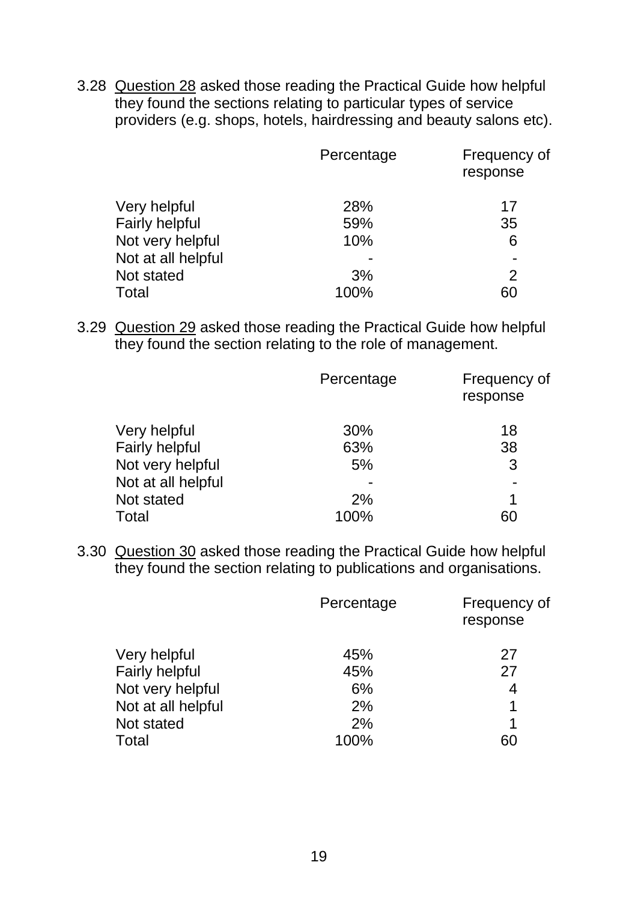3.28 Question 28 asked those reading the Practical Guide how helpful they found the sections relating to particular types of service providers (e.g. shops, hotels, hairdressing and beauty salons etc).

| | Percentage | Frequency of response |
|---|---|---|
| Very helpful | 28% | 17 |
| Fairly helpful | 59% | 35 |
| Not very helpful | 10% | 6 |
| Not at all helpful | - | - |
| Not stated | 3% | 2 |
| Total | 100% | 60 |

3.29 Question 29 asked those reading the Practical Guide how helpful they found the section relating to the role of management.

| | Percentage | Frequency of response |
|---|---|---|
| Very helpful | 30% | 18 |
| Fairly helpful | 63% | 38 |
| Not very helpful | 5% | 3 |
| Not at all helpful | - | - |
| Not stated | 2% | 1 |
| Total | 100% | 60 |

3.30 Question 30 asked those reading the Practical Guide how helpful they found the section relating to publications and organisations.

| | Percentage | Frequency of response |
|---|---|---|
| Very helpful | 45% | 27 |
| Fairly helpful | 45% | 27 |
| Not very helpful | 6% | 4 |
| Not at all helpful | 2% | 1 |
| Not stated | 2% | 1 |
| Total | 100% | 60 |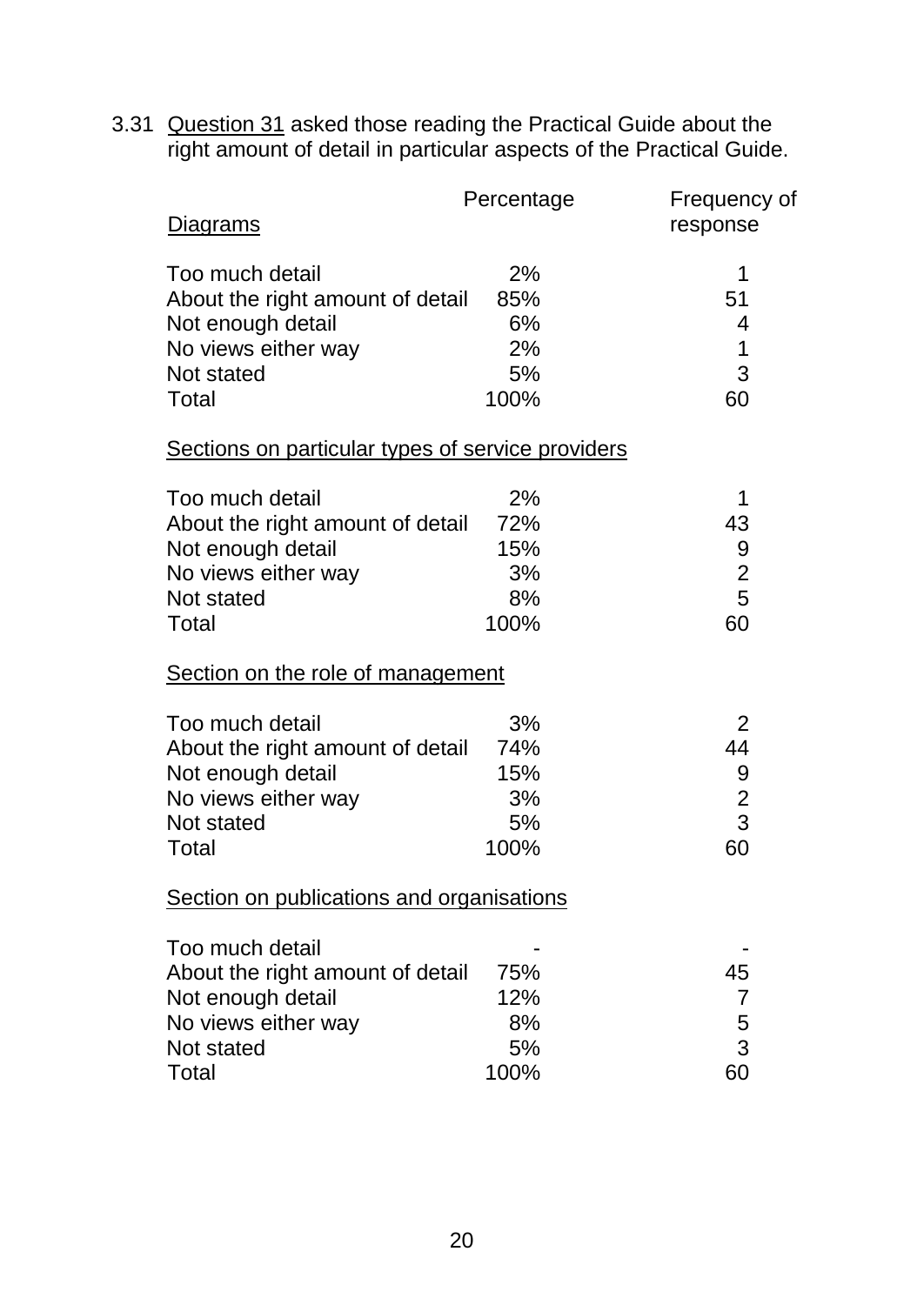3.31 Question 31 asked those reading the Practical Guide about the right amount of detail in particular aspects of the Practical Guide.

| Diagrams | Percentage | Frequency of response |
|---|---|---|
| Too much detail | 2% | 1 |
| About the right amount of detail | 85% | 51 |
| Not enough detail | 6% | 4 |
| No views either way | 2% | 1 |
| Not stated | 5% | 3 |
| Total | 100% | 60 |

| Sections on particular types of service providers | | |
|---|---|---|
| Too much detail | 2% | 1 |
| About the right amount of detail | 72% | 43 |
| Not enough detail | 15% | 9 |
| No views either way | 3% | 2 |
| Not stated | 8% | 5 |
| Total | 100% | 60 |

| Section on the role of management | | |
|---|---|---|
| Too much detail | 3% | 2 |
| About the right amount of detail | 74% | 44 |
| Not enough detail | 15% | 9 |
| No views either way | 3% | 2 |
| Not stated | 5% | 3 |
| Total | 100% | 60 |

| Section on publications and organisations | | |
|---|---|---|
| Too much detail | - | - |
| About the right amount of detail | 75% | 45 |
| Not enough detail | 12% | 7 |
| No views either way | 8% | 5 |
| Not stated | 5% | 3 |
| Total | 100% | 60 |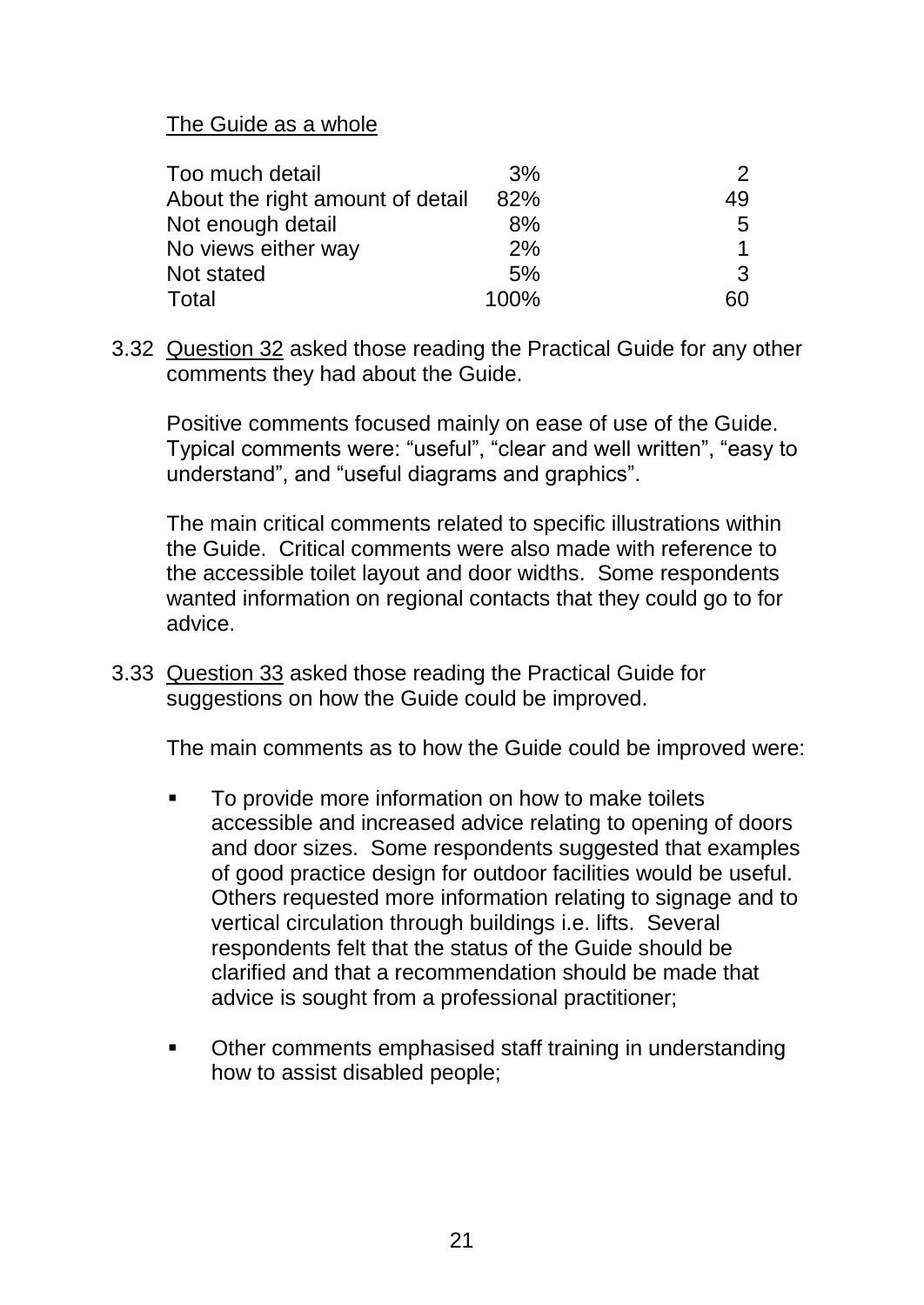<u>The Guide as a whole</u>

| | | |
|---|---|---|
| Too much detail | 3% | 2 |
| About the right amount of detail | 82% | 49 |
| Not enough detail | 8% | 5 |
| No views either way | 2% | 1 |
| Not stated | 5% | 3 |
| Total | 100% | 60 |

3.32 <u>Question 32</u> asked those reading the Practical Guide for any other comments they had about the Guide.

Positive comments focused mainly on ease of use of the Guide. Typical comments were: "useful", "clear and well written", "easy to understand", and "useful diagrams and graphics".

The main critical comments related to specific illustrations within the Guide. Critical comments were also made with reference to the accessible toilet layout and door widths. Some respondents wanted information on regional contacts that they could go to for advice.

3.33 <u>Question 33</u> asked those reading the Practical Guide for suggestions on how the Guide could be improved.

The main comments as to how the Guide could be improved were:

- To provide more information on how to make toilets accessible and increased advice relating to opening of doors and door sizes. Some respondents suggested that examples of good practice design for outdoor facilities would be useful. Others requested more information relating to signage and to vertical circulation through buildings i.e. lifts. Several respondents felt that the status of the Guide should be clarified and that a recommendation should be made that advice is sought from a professional practitioner;

- Other comments emphasised staff training in understanding how to assist disabled people;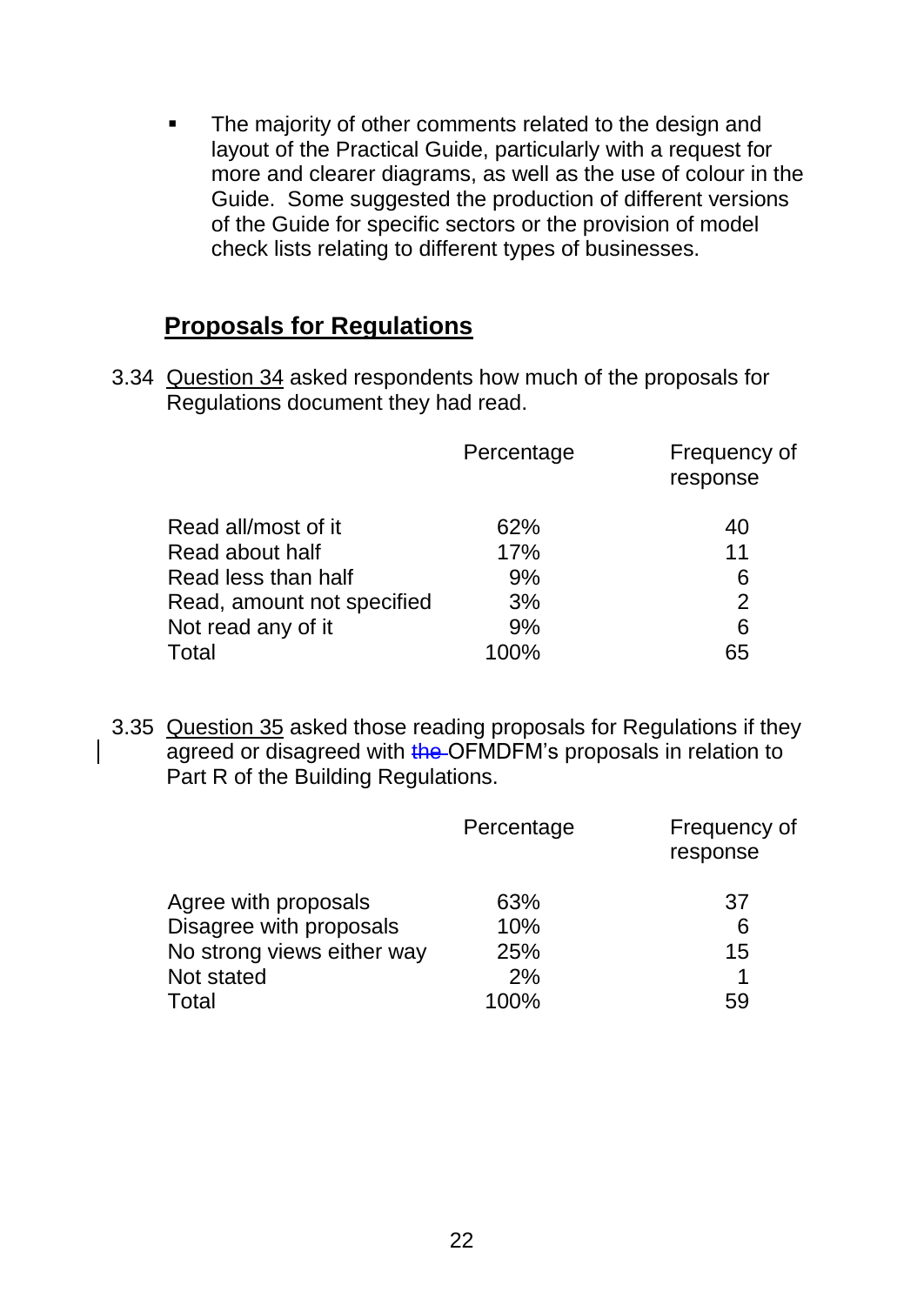- The majority of other comments related to the design and layout of the Practical Guide, particularly with a request for more and clearer diagrams, as well as the use of colour in the Guide. Some suggested the production of different versions of the Guide for specific sectors or the provision of model check lists relating to different types of businesses.

## Proposals for Regulations

3.34 Question 34 asked respondents how much of the proposals for Regulations document they had read.

| | Percentage | Frequency of response |
|---|---|---|
| Read all/most of it | 62% | 40 |
| Read about half | 17% | 11 |
| Read less than half | 9% | 6 |
| Read, amount not specified | 3% | 2 |
| Not read any of it | 9% | 6 |
| Total | 100% | 65 |

3.35 Question 35 asked those reading proposals for Regulations if they agreed or disagreed with ~~the~~ OFMDFM's proposals in relation to Part R of the Building Regulations.

| | Percentage | Frequency of response |
|---|---|---|
| Agree with proposals | 63% | 37 |
| Disagree with proposals | 10% | 6 |
| No strong views either way | 25% | 15 |
| Not stated | 2% | 1 |
| Total | 100% | 59 |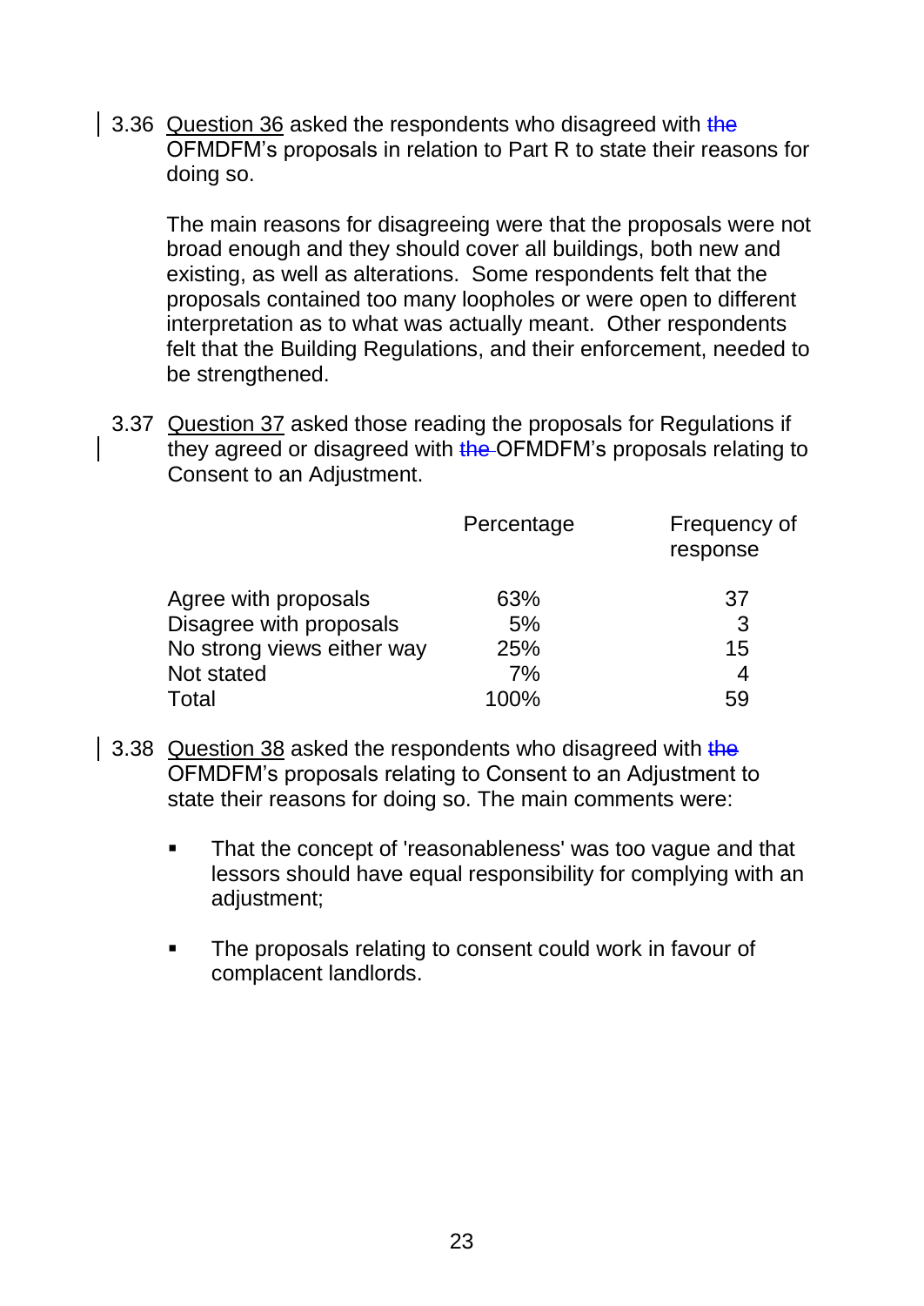3.36 Question 36 asked the respondents who disagreed with ~~the~~ OFMDFM's proposals in relation to Part R to state their reasons for doing so.

The main reasons for disagreeing were that the proposals were not broad enough and they should cover all buildings, both new and existing, as well as alterations. Some respondents felt that the proposals contained too many loopholes or were open to different interpretation as to what was actually meant. Other respondents felt that the Building Regulations, and their enforcement, needed to be strengthened.

3.37 Question 37 asked those reading the proposals for Regulations if they agreed or disagreed with ~~the~~ OFMDFM's proposals relating to Consent to an Adjustment.

| | Percentage | Frequency of response |
|---|---|---|
| Agree with proposals | 63% | 37 |
| Disagree with proposals | 5% | 3 |
| No strong views either way | 25% | 15 |
| Not stated | 7% | 4 |
| Total | 100% | 59 |

3.38 Question 38 asked the respondents who disagreed with ~~the~~ OFMDFM's proposals relating to Consent to an Adjustment to state their reasons for doing so. The main comments were:

- That the concept of 'reasonableness' was too vague and that lessors should have equal responsibility for complying with an adjustment;
- The proposals relating to consent could work in favour of complacent landlords.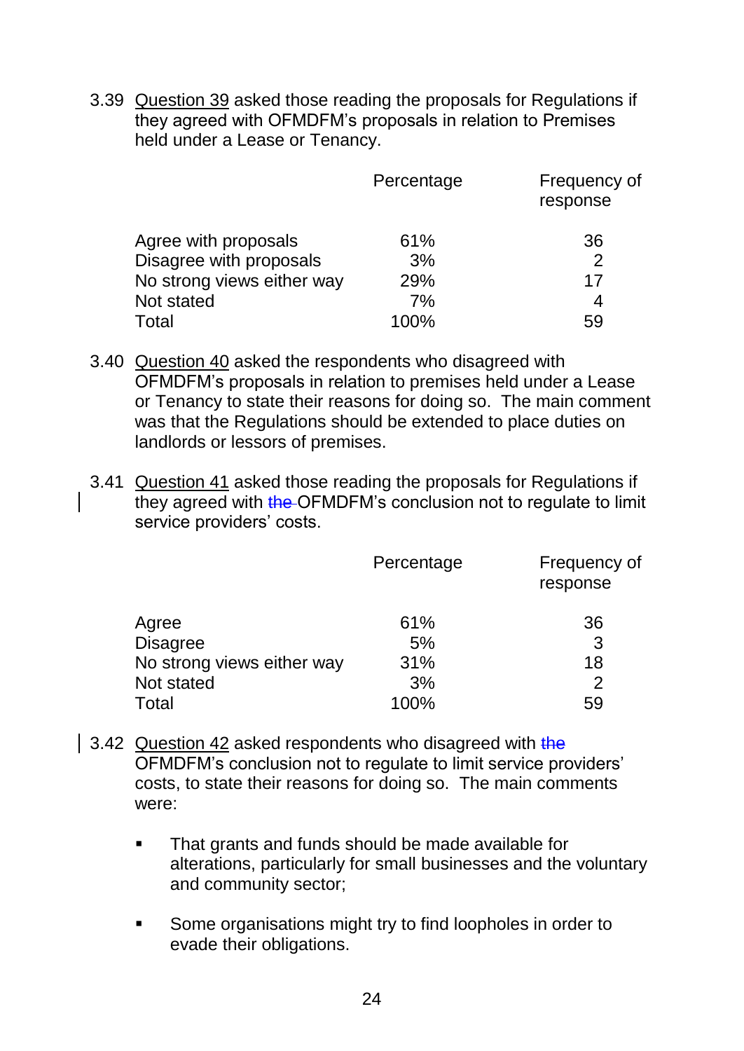3.39 Question 39 asked those reading the proposals for Regulations if they agreed with OFMDFM's proposals in relation to Premises held under a Lease or Tenancy.

| | Percentage | Frequency of response |
|---|---|---|
| Agree with proposals | 61% | 36 |
| Disagree with proposals | 3% | 2 |
| No strong views either way | 29% | 17 |
| Not stated | 7% | 4 |
| Total | 100% | 59 |

3.40 Question 40 asked the respondents who disagreed with OFMDFM's proposals in relation to premises held under a Lease or Tenancy to state their reasons for doing so. The main comment was that the Regulations should be extended to place duties on landlords or lessors of premises.

3.41 Question 41 asked those reading the proposals for Regulations if they agreed with ~~the~~ OFMDFM's conclusion not to regulate to limit service providers' costs.

| | Percentage | Frequency of response |
|---|---|---|
| Agree | 61% | 36 |
| Disagree | 5% | 3 |
| No strong views either way | 31% | 18 |
| Not stated | 3% | 2 |
| Total | 100% | 59 |

3.42 Question 42 asked respondents who disagreed with ~~the~~ OFMDFM's conclusion not to regulate to limit service providers' costs, to state their reasons for doing so. The main comments were:

- That grants and funds should be made available for alterations, particularly for small businesses and the voluntary and community sector;
- Some organisations might try to find loopholes in order to evade their obligations.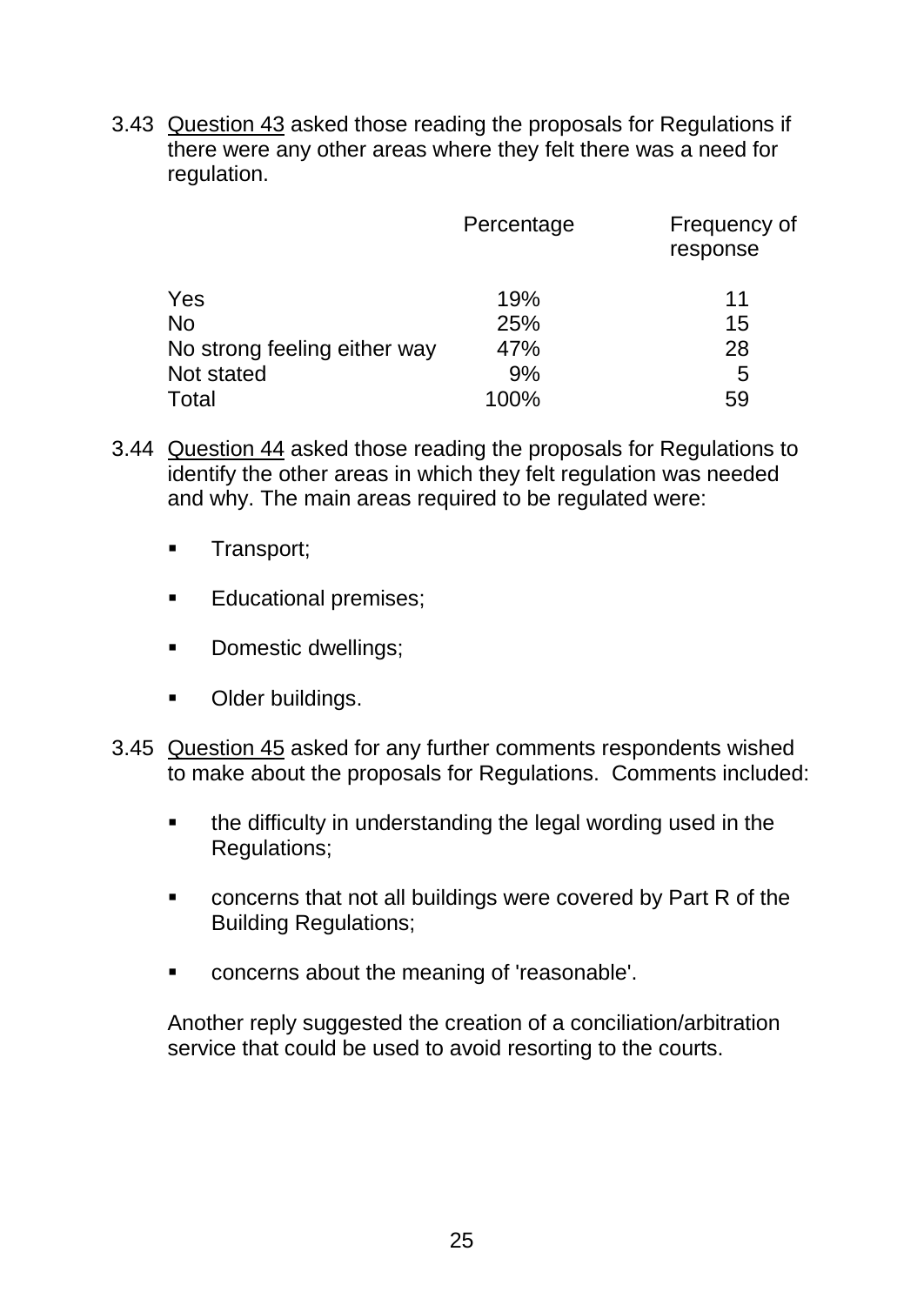3.43 Question 43 asked those reading the proposals for Regulations if there were any other areas where they felt there was a need for regulation.

| | Percentage | Frequency of response |
|---|---|---|
| Yes | 19% | 11 |
| No | 25% | 15 |
| No strong feeling either way | 47% | 28 |
| Not stated | 9% | 5 |
| Total | 100% | 59 |

3.44 Question 44 asked those reading the proposals for Regulations to identify the other areas in which they felt regulation was needed and why. The main areas required to be regulated were:

- Transport;
- Educational premises;
- Domestic dwellings;
- Older buildings.

3.45 Question 45 asked for any further comments respondents wished to make about the proposals for Regulations. Comments included:

- the difficulty in understanding the legal wording used in the Regulations;
- concerns that not all buildings were covered by Part R of the Building Regulations;
- concerns about the meaning of 'reasonable'.

Another reply suggested the creation of a conciliation/arbitration service that could be used to avoid resorting to the courts.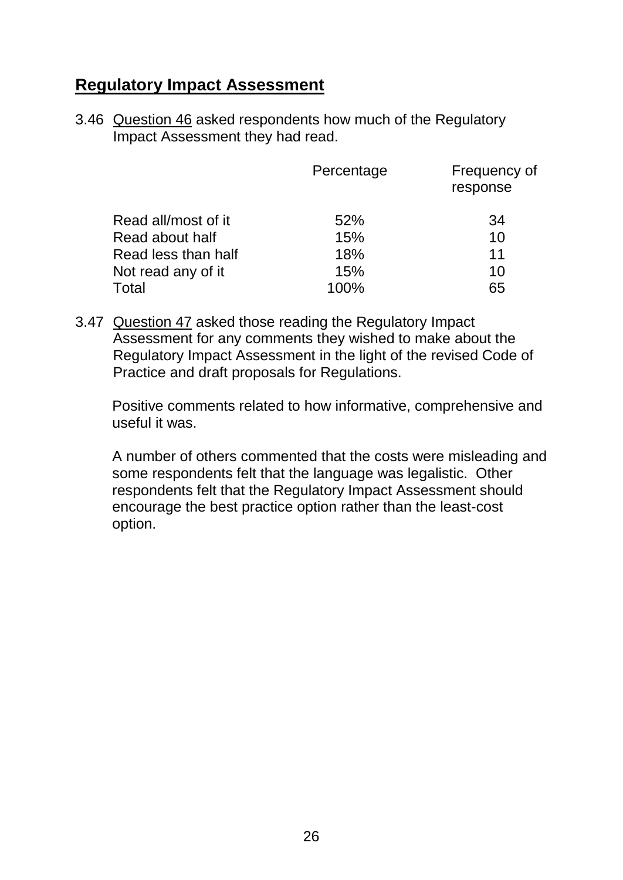## Regulatory Impact Assessment

3.46 Question 46 asked respondents how much of the Regulatory Impact Assessment they had read.

| | Percentage | Frequency of response |
|---|---|---|
| Read all/most of it | 52% | 34 |
| Read about half | 15% | 10 |
| Read less than half | 18% | 11 |
| Not read any of it | 15% | 10 |
| Total | 100% | 65 |

3.47 Question 47 asked those reading the Regulatory Impact Assessment for any comments they wished to make about the Regulatory Impact Assessment in the light of the revised Code of Practice and draft proposals for Regulations.

Positive comments related to how informative, comprehensive and useful it was.

A number of others commented that the costs were misleading and some respondents felt that the language was legalistic. Other respondents felt that the Regulatory Impact Assessment should encourage the best practice option rather than the least-cost option.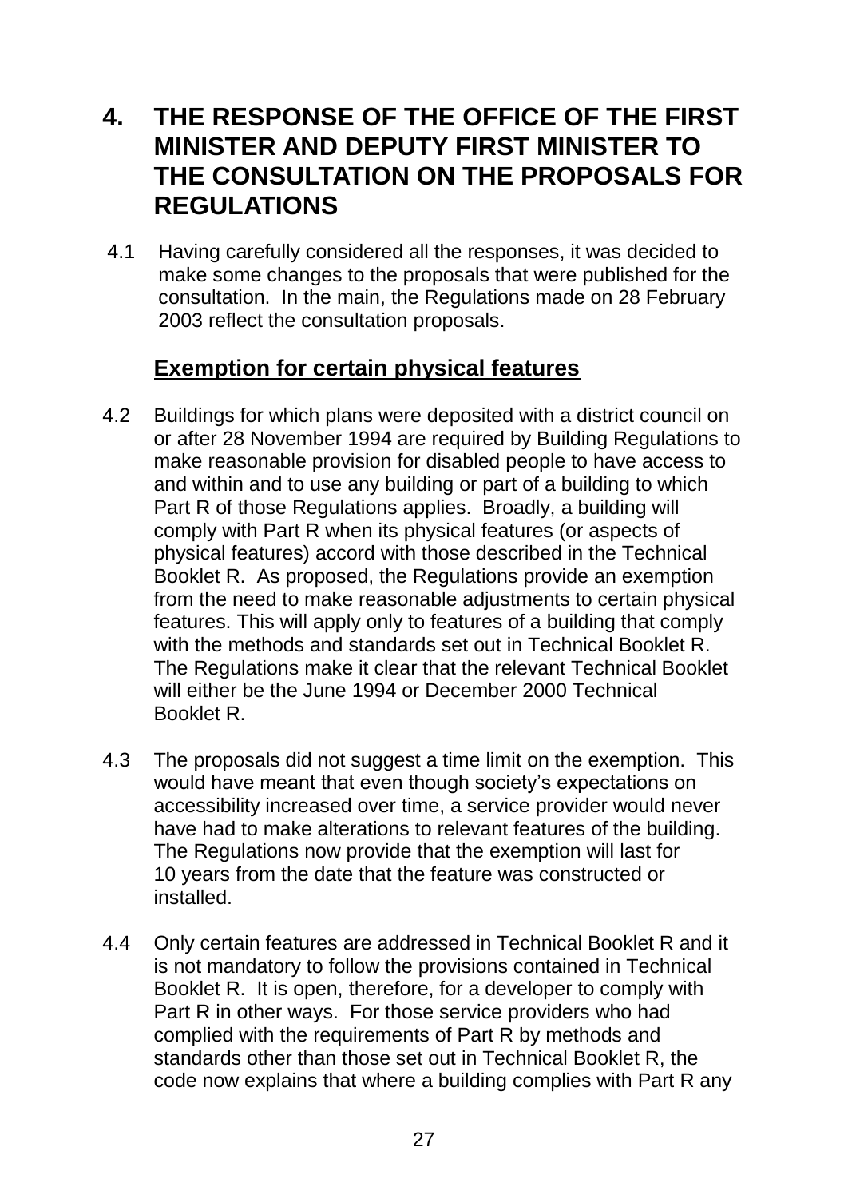# 4. THE RESPONSE OF THE OFFICE OF THE FIRST MINISTER AND DEPUTY FIRST MINISTER TO THE CONSULTATION ON THE PROPOSALS FOR REGULATIONS

4.1 Having carefully considered all the responses, it was decided to make some changes to the proposals that were published for the consultation. In the main, the Regulations made on 28 February 2003 reflect the consultation proposals.

## Exemption for certain physical features

4.2 Buildings for which plans were deposited with a district council on or after 28 November 1994 are required by Building Regulations to make reasonable provision for disabled people to have access to and within and to use any building or part of a building to which Part R of those Regulations applies. Broadly, a building will comply with Part R when its physical features (or aspects of physical features) accord with those described in the Technical Booklet R. As proposed, the Regulations provide an exemption from the need to make reasonable adjustments to certain physical features. This will apply only to features of a building that comply with the methods and standards set out in Technical Booklet R. The Regulations make it clear that the relevant Technical Booklet will either be the June 1994 or December 2000 Technical Booklet R.

4.3 The proposals did not suggest a time limit on the exemption. This would have meant that even though society's expectations on accessibility increased over time, a service provider would never have had to make alterations to relevant features of the building. The Regulations now provide that the exemption will last for 10 years from the date that the feature was constructed or installed.

4.4 Only certain features are addressed in Technical Booklet R and it is not mandatory to follow the provisions contained in Technical Booklet R. It is open, therefore, for a developer to comply with Part R in other ways. For those service providers who had complied with the requirements of Part R by methods and standards other than those set out in Technical Booklet R, the code now explains that where a building complies with Part R any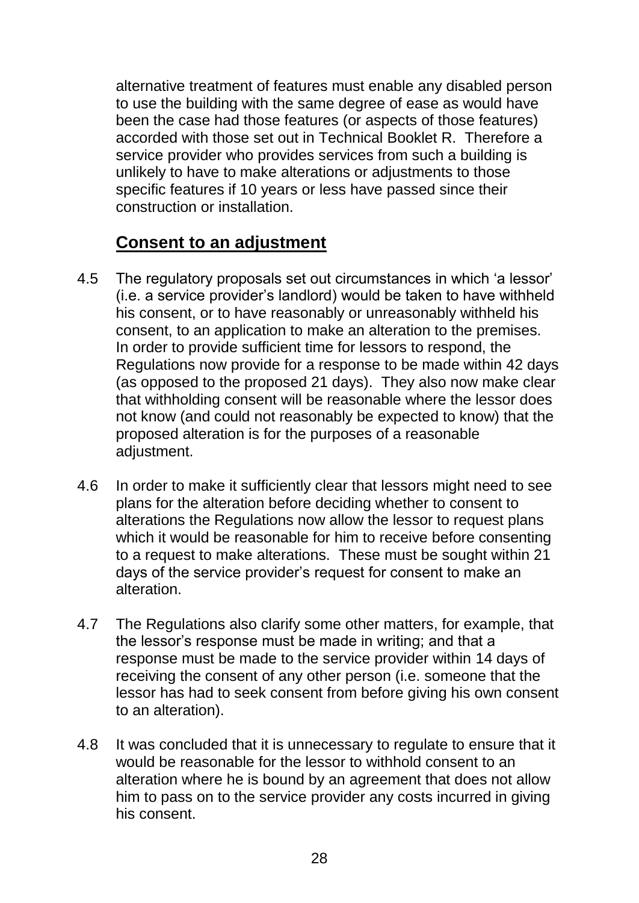alternative treatment of features must enable any disabled person to use the building with the same degree of ease as would have been the case had those features (or aspects of those features) accorded with those set out in Technical Booklet R. Therefore a service provider who provides services from such a building is unlikely to have to make alterations or adjustments to those specific features if 10 years or less have passed since their construction or installation.

## Consent to an adjustment

4.5 The regulatory proposals set out circumstances in which 'a lessor' (i.e. a service provider's landlord) would be taken to have withheld his consent, or to have reasonably or unreasonably withheld his consent, to an application to make an alteration to the premises. In order to provide sufficient time for lessors to respond, the Regulations now provide for a response to be made within 42 days (as opposed to the proposed 21 days). They also now make clear that withholding consent will be reasonable where the lessor does not know (and could not reasonably be expected to know) that the proposed alteration is for the purposes of a reasonable adjustment.

4.6 In order to make it sufficiently clear that lessors might need to see plans for the alteration before deciding whether to consent to alterations the Regulations now allow the lessor to request plans which it would be reasonable for him to receive before consenting to a request to make alterations. These must be sought within 21 days of the service provider's request for consent to make an alteration.

4.7 The Regulations also clarify some other matters, for example, that the lessor's response must be made in writing; and that a response must be made to the service provider within 14 days of receiving the consent of any other person (i.e. someone that the lessor has had to seek consent from before giving his own consent to an alteration).

4.8 It was concluded that it is unnecessary to regulate to ensure that it would be reasonable for the lessor to withhold consent to an alteration where he is bound by an agreement that does not allow him to pass on to the service provider any costs incurred in giving his consent.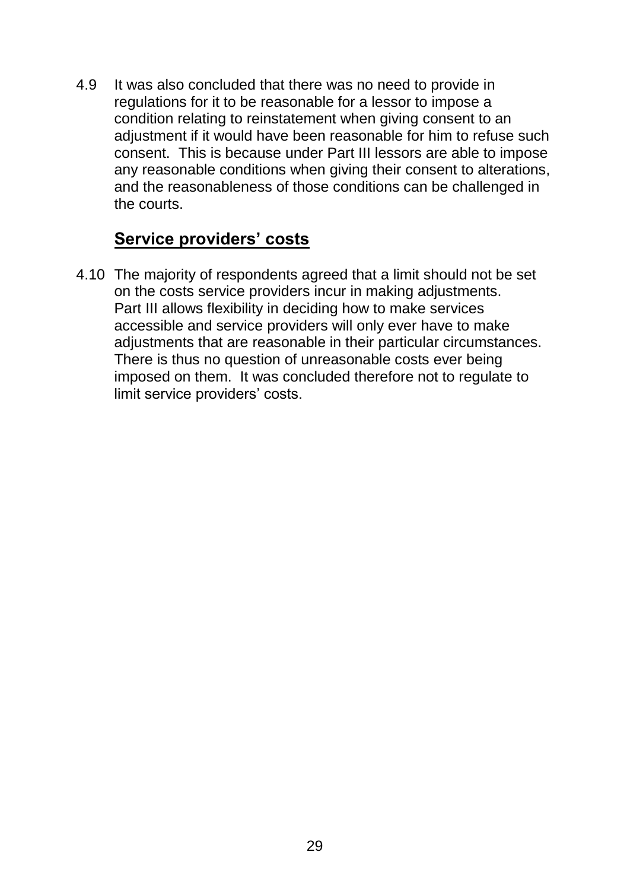4.9 It was also concluded that there was no need to provide in regulations for it to be reasonable for a lessor to impose a condition relating to reinstatement when giving consent to an adjustment if it would have been reasonable for him to refuse such consent. This is because under Part III lessors are able to impose any reasonable conditions when giving their consent to alterations, and the reasonableness of those conditions can be challenged in the courts.

## Service providers' costs

4.10 The majority of respondents agreed that a limit should not be set on the costs service providers incur in making adjustments. Part III allows flexibility in deciding how to make services accessible and service providers will only ever have to make adjustments that are reasonable in their particular circumstances. There is thus no question of unreasonable costs ever being imposed on them. It was concluded therefore not to regulate to limit service providers' costs.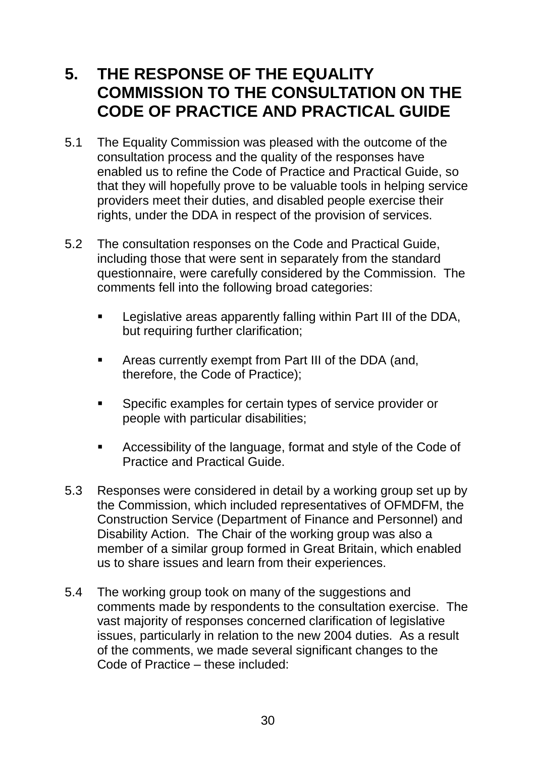## 5. THE RESPONSE OF THE EQUALITY COMMISSION TO THE CONSULTATION ON THE CODE OF PRACTICE AND PRACTICAL GUIDE

5.1 The Equality Commission was pleased with the outcome of the consultation process and the quality of the responses have enabled us to refine the Code of Practice and Practical Guide, so that they will hopefully prove to be valuable tools in helping service providers meet their duties, and disabled people exercise their rights, under the DDA in respect of the provision of services.

5.2 The consultation responses on the Code and Practical Guide, including those that were sent in separately from the standard questionnaire, were carefully considered by the Commission. The comments fell into the following broad categories:

- Legislative areas apparently falling within Part III of the DDA, but requiring further clarification;
- Areas currently exempt from Part III of the DDA (and, therefore, the Code of Practice);
- Specific examples for certain types of service provider or people with particular disabilities;
- Accessibility of the language, format and style of the Code of Practice and Practical Guide.

5.3 Responses were considered in detail by a working group set up by the Commission, which included representatives of OFMDFM, the Construction Service (Department of Finance and Personnel) and Disability Action. The Chair of the working group was also a member of a similar group formed in Great Britain, which enabled us to share issues and learn from their experiences.

5.4 The working group took on many of the suggestions and comments made by respondents to the consultation exercise. The vast majority of responses concerned clarification of legislative issues, particularly in relation to the new 2004 duties. As a result of the comments, we made several significant changes to the Code of Practice – these included: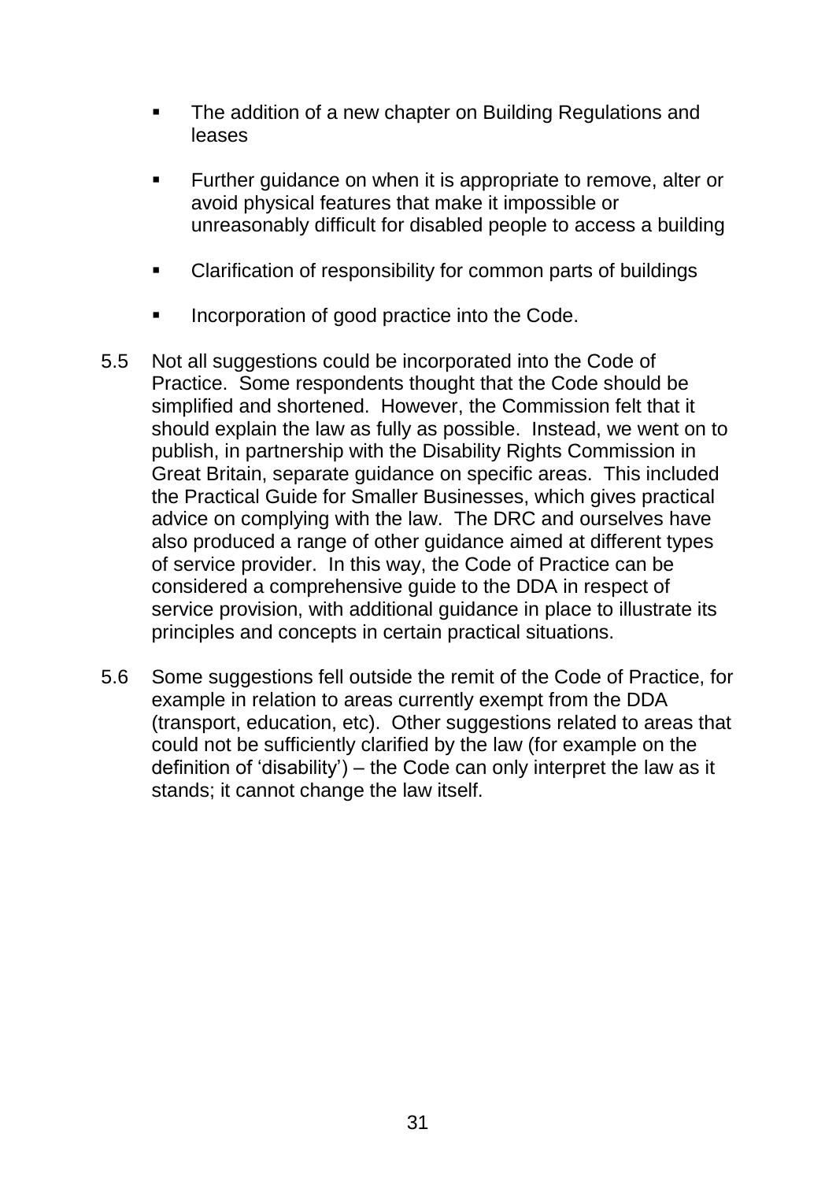- The addition of a new chapter on Building Regulations and leases

- Further guidance on when it is appropriate to remove, alter or avoid physical features that make it impossible or unreasonably difficult for disabled people to access a building

- Clarification of responsibility for common parts of buildings

- Incorporation of good practice into the Code.

5.5 Not all suggestions could be incorporated into the Code of Practice. Some respondents thought that the Code should be simplified and shortened. However, the Commission felt that it should explain the law as fully as possible. Instead, we went on to publish, in partnership with the Disability Rights Commission in Great Britain, separate guidance on specific areas. This included the Practical Guide for Smaller Businesses, which gives practical advice on complying with the law. The DRC and ourselves have also produced a range of other guidance aimed at different types of service provider. In this way, the Code of Practice can be considered a comprehensive guide to the DDA in respect of service provision, with additional guidance in place to illustrate its principles and concepts in certain practical situations.

5.6 Some suggestions fell outside the remit of the Code of Practice, for example in relation to areas currently exempt from the DDA (transport, education, etc). Other suggestions related to areas that could not be sufficiently clarified by the law (for example on the definition of 'disability') – the Code can only interpret the law as it stands; it cannot change the law itself.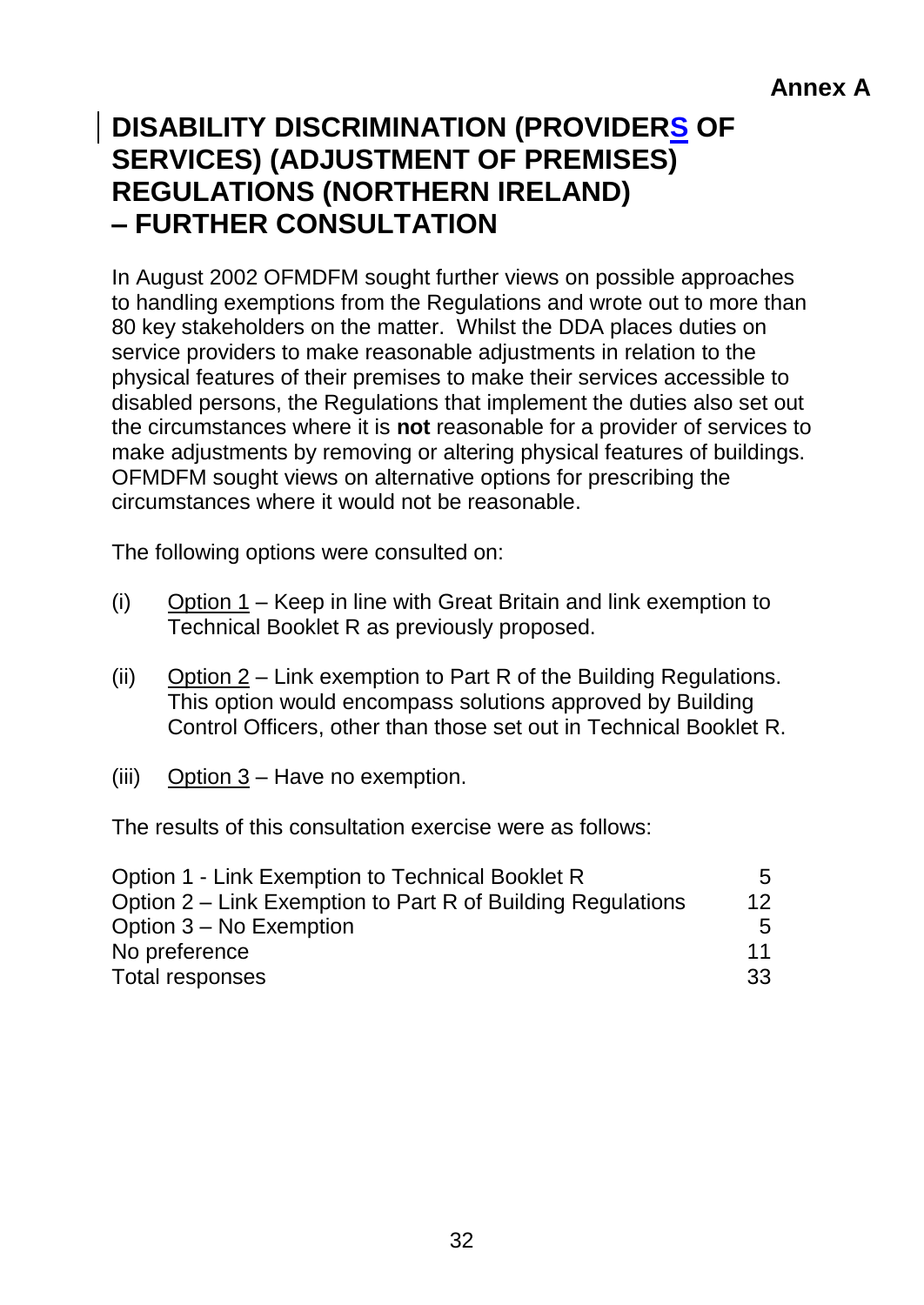**Annex A**

# DISABILITY DISCRIMINATION (PROVIDERS OF SERVICES) (ADJUSTMENT OF PREMISES) REGULATIONS (NORTHERN IRELAND) – FURTHER CONSULTATION

In August 2002 OFMDFM sought further views on possible approaches to handling exemptions from the Regulations and wrote out to more than 80 key stakeholders on the matter. Whilst the DDA places duties on service providers to make reasonable adjustments in relation to the physical features of their premises to make their services accessible to disabled persons, the Regulations that implement the duties also set out the circumstances where it is **not** reasonable for a provider of services to make adjustments by removing or altering physical features of buildings. OFMDFM sought views on alternative options for prescribing the circumstances where it would not be reasonable.

The following options were consulted on:

(i) Option 1 – Keep in line with Great Britain and link exemption to Technical Booklet R as previously proposed.

(ii) Option 2 – Link exemption to Part R of the Building Regulations. This option would encompass solutions approved by Building Control Officers, other than those set out in Technical Booklet R.

(iii) Option 3 – Have no exemption.

The results of this consultation exercise were as follows:

| | |
|---|---|
| Option 1 - Link Exemption to Technical Booklet R | 5 |
| Option 2 – Link Exemption to Part R of Building Regulations | 12 |
| Option 3 – No Exemption | 5 |
| No preference | 11 |
| Total responses | 33 |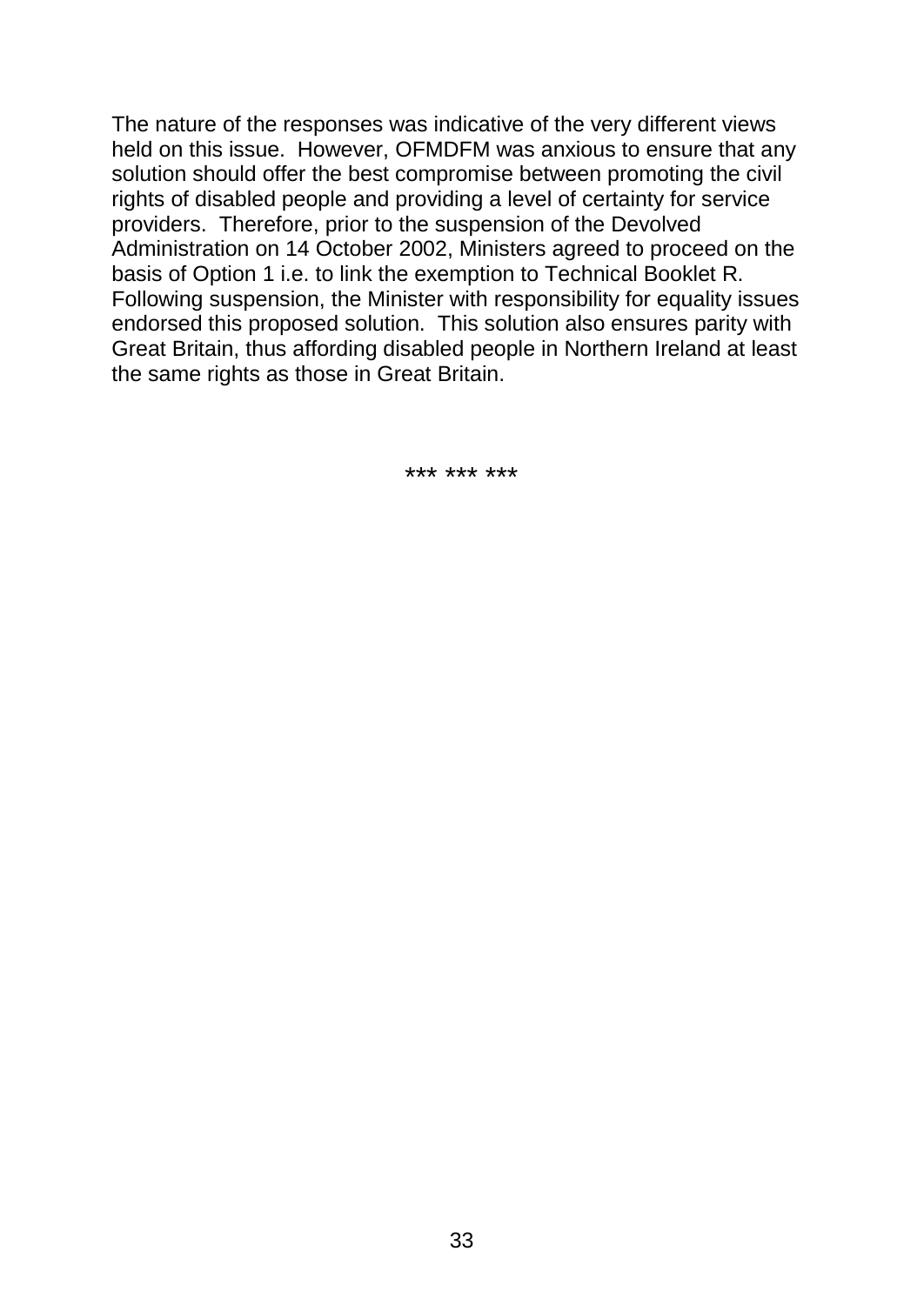The nature of the responses was indicative of the very different views held on this issue. However, OFMDFM was anxious to ensure that any solution should offer the best compromise between promoting the civil rights of disabled people and providing a level of certainty for service providers. Therefore, prior to the suspension of the Devolved Administration on 14 October 2002, Ministers agreed to proceed on the basis of Option 1 i.e. to link the exemption to Technical Booklet R. Following suspension, the Minister with responsibility for equality issues endorsed this proposed solution. This solution also ensures parity with Great Britain, thus affording disabled people in Northern Ireland at least the same rights as those in Great Britain.

*** *** ***